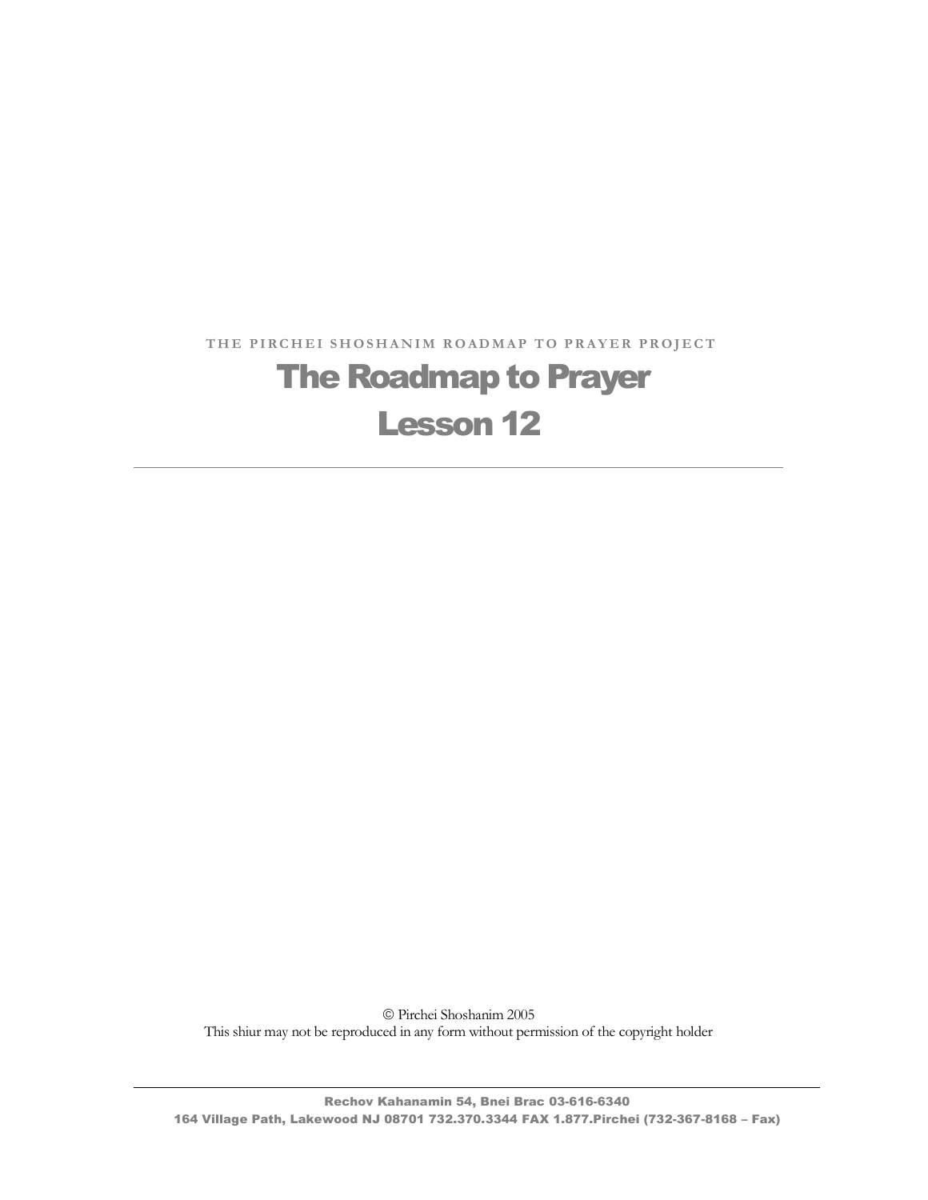THE PIRCHEI SHOSHANIM ROADMAP TO PRAYER PROJECT

# The Roadmap to Prayer

# Lesson 12

---

© Pirchei Shoshanim 2005

This shiur may not be reproduced in any form without permission of the copyright holder

---

**Rechov Kahanamin 54, Bnei Brac 03-616-6340**

**164 Village Path, Lakewood NJ 08701 732.370.3344 FAX 1.877.Pirchei (732-367-8168 – Fax)**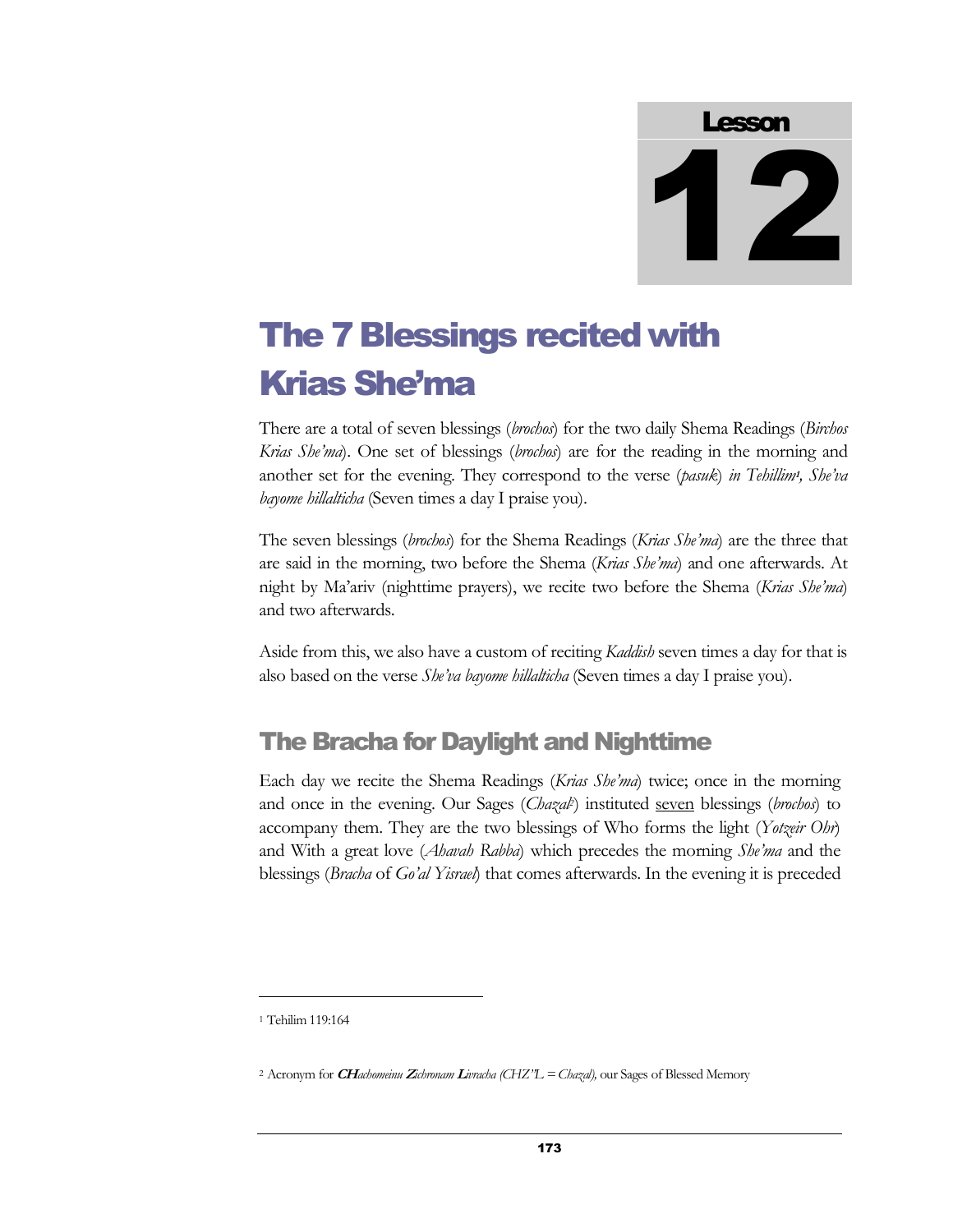Lesson

# 12

# The 7 Blessings recited with Krias She'ma

There are a total of seven blessings (*brochos*) for the two daily Shema Readings (*Birchos Krias She'ma*). One set of blessings (*brochos*) are for the reading in the morning and another set for the evening. They correspond to the verse (*pasuk*) *in Tehillim*[1]*, She'va bayome hillalticha* (Seven times a day I praise you).

The seven blessings (*brochos*) for the Shema Readings (*Krias She'ma*) are the three that are said in the morning, two before the Shema (*Krias She'ma*) and one afterwards. At night by Ma'ariv (nighttime prayers), we recite two before the Shema (*Krias She'ma*) and two afterwards.

Aside from this, we also have a custom of reciting *Kaddish* seven times a day for that is also based on the verse *She'va bayome hillalticha* (Seven times a day I praise you).

## The Bracha for Daylight and Nighttime

Each day we recite the Shema Readings (*Krias She'ma*) twice; once in the morning and once in the evening. Our Sages (*Chazal*[2]) instituted <u>seven</u> blessings (*brochos*) to accompany them. They are the two blessings of Who forms the light (*Yotzeir Ohr*) and With a great love (*Ahavah Rabba*) which precedes the morning *She'ma* and the blessings (*Bracha* of *Go'al Yisrael*) that comes afterwards. In the evening it is preceded

---

[1] Tehilim 119:164

[2] Acronym for ***CH****achomeinu* ***Z****ichronam* ***L****ivracha (CHZ"L = Chazal),* our Sages of Blessed Memory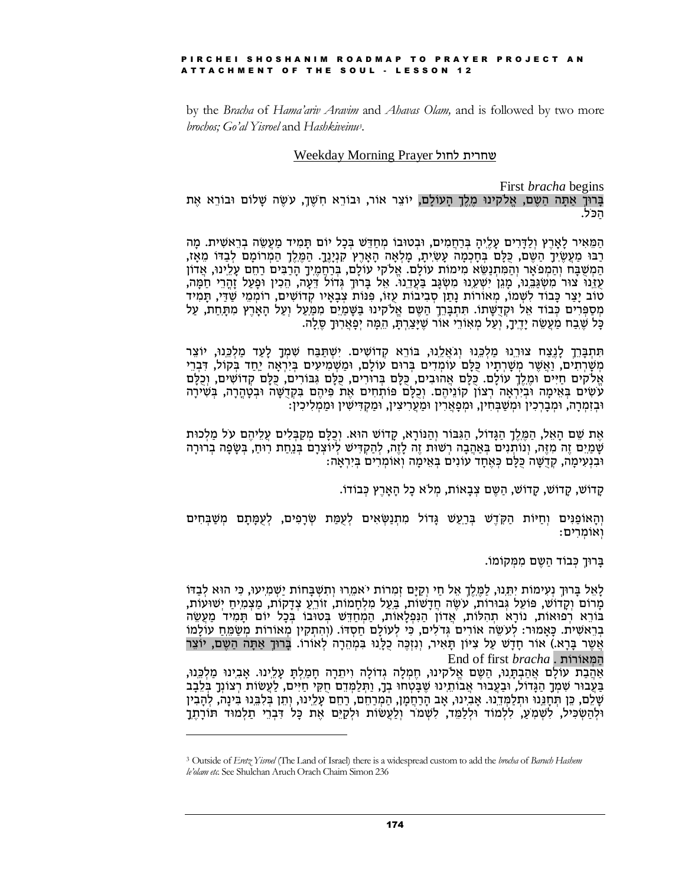by the *Bracha* of *Hama'ariv Aravim* and *Ahavas Olam,* and is followed by two more *brochos; Go'al Yisroel* and *Hashkiveinu*[3].

## Weekday Morning Prayer שחרית לחול

First *bracha* begins

בָּרוּךְ אַתָּה הַשֵּׁם, אֱלֹקֵינוּ מֶלֶךְ הָעוֹלָם, יוֹצֵר אוֹר, וּבוֹרֵא חֹשֶׁךְ, עֹשֶׂה שָׁלוֹם וּבוֹרֵא אֶת הַכֹּל.

הַמֵּאִיר לָאָרֶץ וְלַדָּרִים עָלֶיהָ בְּרַחֲמִים, וּבְטוּבוֹ מְחַדֵּשׁ בְּכָל יוֹם תָּמִיד מַעֲשֵׂה בְרֵאשִׁית. מָה רַבּוּ מַעֲשֶׂיךָ הַשֵּׁם, כֻּלָּם בְּחָכְמָה עָשִׂיתָ, מָלְאָה הָאָרֶץ קִנְיָנֶךָ. הַמֶּלֶךְ הַמְרוֹמָם לְבַדּוֹ מֵאָז, הַמְשֻׁבָּח וְהַמְפֹאָר וְהַמִּתְנַשֵּׂא מִימוֹת עוֹלָם. אֱלֹקֵי עוֹלָם, בְּרַחֲמֶיךָ הָרַבִּים רַחֵם עָלֵינוּ, אֲדוֹן עֻזֵּנוּ צוּר מִשְׂגַּבֵּנוּ, מָגֵן יִשְׁעֵנוּ מִשְׂגָּב בַּעֲדֵנוּ. אֵל בָּרוּךְ גְּדוֹל דֵּעָה, הֵכִין וּפָעַל זָהֳרֵי חַמָּה, טוֹב יָצַר כָּבוֹד לִשְׁמוֹ, מְאוֹרוֹת נָתַן סְבִיבוֹת עֻזּוֹ, פִּנּוֹת צְבָאָיו קְדוֹשִׁים, רוֹמְמֵי שַׁדַּי, תָּמִיד מְסַפְּרִים כְּבוֹד אֵל וּקְדֻשָּׁתוֹ. תִּתְבָּרַךְ הַשֵּׁם אֱלֹקֵינוּ בַּשָּׁמַיִם מִמַּעַל וְעַל הָאָרֶץ מִתָּחַת, עַל כָּל שֶׁבַח מַעֲשֵׂה יָדֶיךָ, וְעַל מְאוֹרֵי אוֹר שֶׁיָּצַרְתָּ, הֵמָּה יְפָאֲרוּךָ סֶּלָה.

תִּתְבָּרַךְ לָנֶצַח צוּרֵנוּ מַלְכֵּנוּ וְגֹאֲלֵנוּ, בּוֹרֵא קְדוֹשִׁים. יִשְׁתַּבַּח שִׁמְךָ לָעַד מַלְכֵּנוּ, יוֹצֵר מְשָׁרְתִים, וַאֲשֶׁר מְשָׁרְתָיו כֻּלָּם עוֹמְדִים בְּרוּם עוֹלָם, וּמַשְׁמִיעִים בְּיִרְאָה יַחַד בְּקוֹל, דִּבְרֵי אֱלֹקִים חַיִּים וּמֶלֶךְ עוֹלָם. כֻּלָּם אֲהוּבִים, כֻּלָּם בְּרוּרִים, כֻּלָּם גִּבּוֹרִים, כֻּלָּם קְדוֹשִׁים, וְכֻלָּם עֹשִׂים בְּאֵימָה וּבְיִרְאָה רְצוֹן קוֹנֵיהֶם. וְכֻלָּם פּוֹתְחִים אֶת פִּיהֶם בִּקְדֻשָּׁה וּבְטָהֳרָה, בְּשִׁירָה וּבְזִמְרָה, וּמְבָרְכִין וּמְשַׁבְּחִין, וּמְפָאֲרִין וּמַעֲרִיצִין, וּמַקְדִּישִׁין וּמַמְלִיכִין:

אֶת שֵׁם הָאֵל, הַמֶּלֶךְ הַגָּדוֹל, הַגִּבּוֹר וְהַנּוֹרָא, קָדוֹשׁ הוּא. וְכֻלָּם מְקַבְּלִים עֲלֵיהֶם עֹל מַלְכוּת שָׁמַיִם זֶה מִזֶּה, וְנוֹתְנִים בְּאַהֲבָה רְשׁוּת זֶה לָזֶה, לְהַקְדִּישׁ לְיוֹצְרָם בְּנַחַת רוּחַ, בְּשָׂפָה בְרוּרָה וּבִנְעִימָה, קְדֻשָּׁה כֻּלָּם כְּאֶחָד עוֹנִים בְּאֵימָה וְאוֹמְרִים בְּיִרְאָה:

קָדוֹשׁ, קָדוֹשׁ, קָדוֹשׁ, הַשֵּׁם צְבָאוֹת, מְלֹא כָל הָאָרֶץ כְּבוֹדוֹ.

וְהָאוֹפַנִּים וְחַיּוֹת הַקֹּדֶשׁ בְּרַעַשׁ גָּדוֹל מִתְנַשְּׂאִים לְעֻמַּת שְׂרָפִים, לְעֻמָּתָם מְשַׁבְּחִים וְאוֹמְרִים:

בָּרוּךְ כְּבוֹד הַשֵּׁם מִמְּקוֹמוֹ.

לָאֵל בָּרוּךְ נְעִימוֹת יִתֵּנוּ, לַמֶּלֶךְ אֵל חַי וְקַיָּם זְמִרוֹת יֹאמֵרוּ וְתִשְׁבָּחוֹת יַשְׁמִיעוּ, כִּי הוּא לְבַדּוֹ מָרוֹם וְקָדוֹשׁ, פּוֹעֵל גְּבוּרוֹת, עֹשֶׂה חֲדָשׁוֹת, בַּעַל מִלְחָמוֹת, זוֹרֵעַ צְדָקוֹת, מַצְמִיחַ יְשׁוּעוֹת, בּוֹרֵא רְפוּאוֹת, נוֹרָא תְהִלּוֹת, אֲדוֹן הַנִּפְלָאוֹת, הַמְחַדֵּשׁ בְּטוּבוֹ בְּכָל יוֹם תָּמִיד מַעֲשֵׂה בְרֵאשִׁית. כָּאָמוּר: לְעֹשֵׂה אוֹרִים גְּדֹלִים, כִּי לְעוֹלָם חַסְדּוֹ. (וְהִתְקִין מְאוֹרוֹת מְשַׂמֵּחַ עוֹלָמוֹ אֲשֶׁר בָּרָא.) אוֹר חָדָשׁ עַל צִיּוֹן תָּאִיר, וְנִזְכֶּה כֻלָּנוּ בִּמְהֵרָה לְאוֹרוֹ. בָּרוּךְ אַתָּה הַשֵּׁם, יוֹצֵר הַמְּאוֹרוֹת.

End of first *bracha*

אַהֲבַת עוֹלָם אֲהַבְתָּנוּ, הַשֵּׁם אֱלֹקֵינוּ, חֶמְלָה גְדוֹלָה וִיתֵרָה חָמַלְתָּ עָלֵינוּ. אָבִינוּ מַלְכֵּנוּ, בַּעֲבוּר שִׁמְךָ הַגָּדוֹל, וּבַעֲבוּר אֲבוֹתֵינוּ שֶׁבָּטְחוּ בְךָ, וַתְּלַמְּדֵם חֻקֵּי חַיִּים, לַעֲשׂוֹת רְצוֹנְךָ בְּלֵבָב שָׁלֵם, כֵּן תְּחָנֵּנוּ וּתְלַמְּדֵנוּ. אָבִינוּ, אָב הָרַחֲמָן, הַמְרַחֵם, רַחֵם עָלֵינוּ, וְתֵן בְּלִבֵּנוּ בִינָה, לְהָבִין וּלְהַשְׂכִּיל, לִשְׁמֹעַ, לִלְמֹד וּלְלַמֵּד, לִשְׁמֹר וְלַעֲשׂוֹת וּלְקַיֵּם אֶת כָּל דִּבְרֵי תַלְמוּד תּוֹרָתֶךָ

---

[3] Outside of *Eretz Yisroel* (The Land of Israel) there is a widespread custom to add the *brocha* of *Baruch Hashem le'olam etc.* See Shulchan Aruch Orach Chaim Simon 236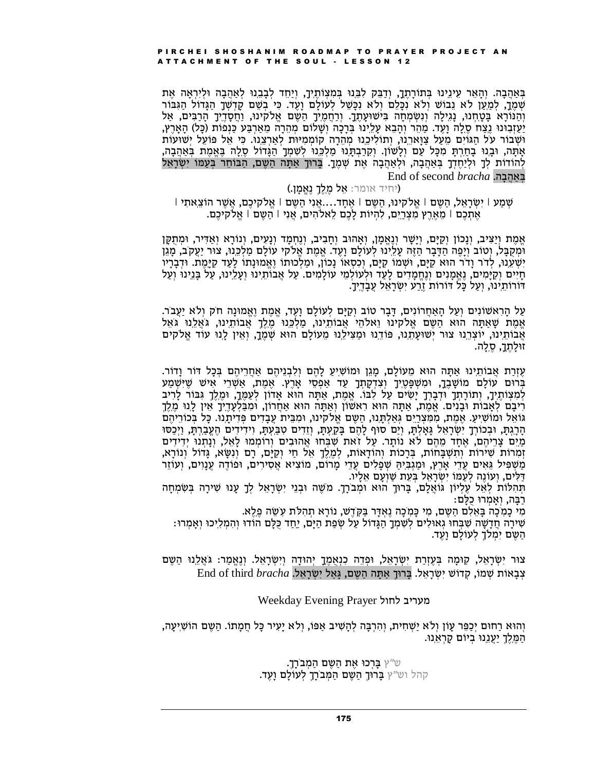בְּאַהֲבָה. וְהָאֵר עֵינֵינוּ בְּתוֹרָתֶךָ, וְדַבֵּק לִבֵּנוּ בְּמִצְוֹתֶיךָ, וְיַחֵד לְבָבֵנוּ לְאַהֲבָה וּלְיִרְאָה אֶת שְׁמֶךָ, לְמַעַן לֹא נֵבוֹשׁ וְלֹא נִכָּלֵם וְלֹא נִכָּשֵׁל לְעוֹלָם וָעֶד. כִּי בְשֵׁם קָדְשְׁךָ הַגָּדוֹל הַגִּבּוֹר וְהַנּוֹרָא בָּטָחְנוּ, נָגִילָה וְנִשְׂמְחָה בִּישׁוּעָתֶךָ. וְרַחֲמֶיךָ הַשֵּׁם אֱלֹקֵינוּ, וַחֲסָדֶיךָ הָרַבִּים, אַל יַעַזְבוּנוּ נֶצַח סֶלָה וָעֶד. מַהֵר וְהָבֵא עָלֵינוּ בְּרָכָה וְשָׁלוֹם מְהֵרָה מֵאַרְבַּע כַּנְפוֹת (כָּל) הָאָרֶץ, וּשְׁבוֹר עֹל הַגּוֹיִם מֵעַל צַוָּארֵנוּ, וְתוֹלִיכֵנוּ מְהֵרָה קוֹמְמִיּוּת לְאַרְצֵנוּ. כִּי אֵל פּוֹעֵל יְשׁוּעוֹת אָתָּה, וּבָנוּ בָחַרְתָּ מִכָּל עַם וְלָשׁוֹן. וְקֵרַבְתָּנוּ מַלְכֵּנוּ לְשִׁמְךָ הַגָּדוֹל סֶלָה בֶּאֱמֶת בְּאַהֲבָה, לְהוֹדוֹת לְךָ וּלְיַחֶדְךָ בְּאַהֲבָה, וּלְאַהֲבָה אֶת שְׁמֶךָ. בָּרוּךְ אַתָּה הַשֵּׁם, הַבּוֹחֵר בְּעַמּוֹ יִשְׂרָאֵל בְּאַהֲבָה. End of second *bracha*

(יחיד אומר: אֵל מֶלֶךְ נֶאֱמָן.)

שְׁמַע | יִשְׂרָאֵל, הַשֵּׁם | אֱלֹקֵינוּ, הַשֵּׁם | אֶחָד.... אֲנִי הַשֵּׁם | אֱלֹקֵיכֶם, אֲשֶׁר הוֹצֵאתִי | אֶתְכֶם | מֵאֶרֶץ מִצְרַיִם, לִהְיוֹת לָכֶם לֵאלֹהִים, אֲנִי | הַשֵּׁם | אֱלֹקֵיכֶם.

אֱמֶת וְיַצִּיב, וְנָכוֹן וְקַיָּם, וְיָשָׁר וְנֶאֱמָן, וְאָהוּב וְחָבִיב, וְנֶחְמָד וְנָעִים, וְנוֹרָא וְאַדִּיר, וּמְתֻקָּן וּמְקֻבָּל, וְטוֹב וְיָפֶה הַדָּבָר הַזֶּה עָלֵינוּ לְעוֹלָם וָעֶד. אֱמֶת אֱלֹקֵי עוֹלָם מַלְכֵּנוּ, צוּר יַעֲקֹב, מָגֵן יִשְׁעֵנוּ, לְדֹר וָדֹר הוּא קַיָּם, וּשְׁמוֹ קַיָּם, וְכִסְאוֹ נָכוֹן, וּמַלְכוּתוֹ וֶאֱמוּנָתוֹ לָעַד קַיָּמֶת. וּדְבָרָיו חָיִים וְקַיָּמִים, נֶאֱמָנִים וְנֶחֱמָדִים לָעַד וּלְעוֹלְמֵי עוֹלָמִים. עַל אֲבוֹתֵינוּ וְעָלֵינוּ, עַל בָּנֵינוּ וְעַל דּוֹרוֹתֵינוּ, וְעַל כָּל דּוֹרוֹת זֶרַע יִשְׂרָאֵל עֲבָדֶיךָ.

עַל הָרִאשׁוֹנִים וְעַל הָאַחֲרוֹנִים, דָּבָר טוֹב וְקַיָּם לְעוֹלָם וָעֶד, אֱמֶת וֶאֱמוּנָה חֹק וְלֹא יַעֲבֹר. אֱמֶת שָׁאַתָּה הוּא הַשֵּׁם אֱלֹקֵינוּ וֵאלֹהֵי אֲבוֹתֵינוּ, מַלְכֵּנוּ מֶלֶךְ אֲבוֹתֵינוּ, גֹּאֲלֵנוּ גֹּאֵל אֲבוֹתֵינוּ, יוֹצְרֵנוּ צוּר יְשׁוּעָתֵנוּ, פּוֹדֵנוּ וּמַצִּילֵנוּ מֵעוֹלָם הוּא שְׁמֶךָ, וְאֵין לָנוּ עוֹד אֱלֹקִים זוּלָתֶךָ, סֶלָה.

עֶזְרַת אֲבוֹתֵינוּ אַתָּה הוּא מֵעוֹלָם, מָגֵן וּמוֹשִׁיעַ לָהֶם וְלִבְנֵיהֶם אַחֲרֵיהֶם בְּכָל דּוֹר וָדוֹר. בְּרוּם עוֹלָם מוֹשָׁבֶךָ, וּמִשְׁפָּטֶיךָ וְצִדְקָתְךָ עַד אַפְסֵי אָרֶץ. אֱמֶת, אַשְׁרֵי אִישׁ שֶׁיִּשְׁמַע לְמִצְוֹתֶיךָ, וְתוֹרָתְךָ וּדְבָרְךָ יָשִׂים עַל לִבּוֹ. אֱמֶת, אַתָּה הוּא אָדוֹן לְעַמֶּךָ, וּמֶלֶךְ גִּבּוֹר לָרִיב רִיבָם לְאָבוֹת וּבָנִים. אֱמֶת, אַתָּה הוּא רִאשׁוֹן וְאַתָּה הוּא אַחֲרוֹן, וּמִבַּלְעָדֶיךָ אֵין לָנוּ מֶלֶךְ גּוֹאֵל וּמוֹשִׁיעַ. אֱמֶת, מִמִּצְרַיִם גְּאַלְתָּנוּ, הַשֵּׁם אֱלֹקֵינוּ, וּמִבֵּית עֲבָדִים פְּדִיתָנוּ. כָּל בְּכוֹרֵיהֶם הָרָגְתָּ, וּבְכוֹרְךָ יִשְׂרָאֵל גָּאָלְתָּ, וְיַם סוּף לָהֶם בָּקַעְתָּ, וְזֵדִים טִבַּעְתָּ, וִידִידִים הֶעֱבַרְתָּ, וַיְכַסּוּ מַיִם צָרֵיהֶם, אֶחָד מֵהֶם לֹא נוֹתָר. עַל זֹאת שִׁבְּחוּ אֲהוּבִים וְרוֹמְמוּ לָאֵל, וְנָתְנוּ יְדִידִים זְמִרוֹת שִׁירוֹת וְתִשְׁבָּחוֹת, בְּרָכוֹת וְהוֹדָאוֹת, לַמֶּלֶךְ אֵל חַי וְקַיָּם, רָם וְנִשָּׂא, גָּדוֹל וְנוֹרָא, מַשְׁפִּיל גֵּאִים עֲדֵי אָרֶץ, וּמַגְבִּיהַּ שְׁפָלִים עֲדֵי מָרוֹם, מוֹצִיא אֲסִירִים, וּפוֹדֶה עֲנָוִים, וְעוֹזֵר דַּלִּים, וְעוֹנֶה לְעַמּוֹ יִשְׂרָאֵל בְּעֵת שַׁוְּעָם אֵלָיו.

תְּהִלּוֹת לְאֵל עֶלְיוֹן גּוֹאֲלָם, בָּרוּךְ הוּא וּמְבֹרָךְ. מֹשֶׁה וּבְנֵי יִשְׂרָאֵל לְךָ עָנוּ שִׁירָה בְּשִׂמְחָה רַבָּה, וְאָמְרוּ כֻלָּם:

מִי כָמֹכָה בָּאֵלִם הַשֵּׁם, מִי כָּמֹכָה נֶאְדָּר בַּקֹּדֶשׁ, נוֹרָא תְהִלֹּת עֹשֵׂה פֶלֶא.

שִׁירָה חֲדָשָׁה שִׁבְּחוּ גְאוּלִים לְשִׁמְךָ הַגָּדוֹל עַל שְׂפַת הַיָּם, יַחַד כֻּלָּם הוֹדוּ וְהִמְלִיכוּ וְאָמְרוּ: הַשֵּׁם יִמְלֹךְ לְעוֹלָם וָעֶד.

צוּר יִשְׂרָאֵל, קוּמָה בְּעֶזְרַת יִשְׂרָאֵל, וּפְדֵה כִנְאֻמֶךָ יְהוּדָה וְיִשְׂרָאֵל. וְנֶאֱמַר: גֹּאֲלֵנוּ הַשֵּׁם צְבָאוֹת שְׁמוֹ, קְדוֹשׁ יִשְׂרָאֵל. בָּרוּךְ אַתָּה הַשֵּׁם, גָּאַל יִשְׂרָאֵל. End of third *bracha*

## מעריב לחול Weekday Evening Prayer

וְהוּא רַחוּם יְכַפֵּר עָוֹן וְלֹא יַשְׁחִית, וְהִרְבָּה לְהָשִׁיב אַפּוֹ, וְלֹא יָעִיר כָּל חֲמָתוֹ. הַשֵּׁם הוֹשִׁיעָה, הַמֶּלֶךְ יַעֲנֵנוּ בְיוֹם קָרְאֵנוּ.

ש"ץ בָּרְכוּ אֶת הַשֵּׁם הַמְבֹרָךְ.

קהל וש"ץ בָּרוּךְ הַשֵּׁם הַמְבֹרָךְ לְעוֹלָם וָעֶד.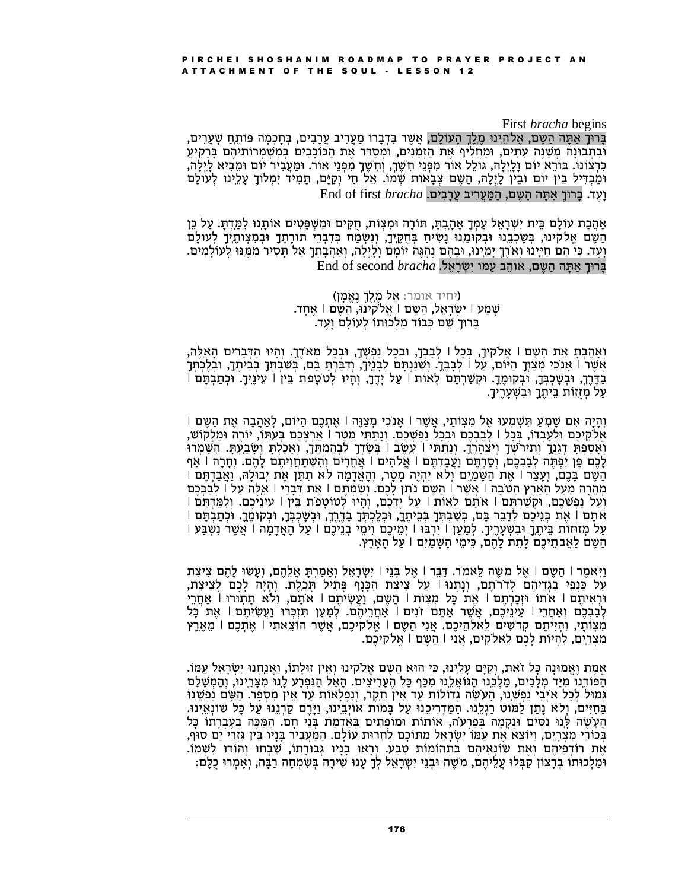First *bracha* begins

**בָּרוּךְ אַתָּה הַשֵּׁם, אֱלֹהֵינוּ מֶלֶךְ הָעוֹלָם,** אֲשֶׁר בִּדְבָרוֹ מַעֲרִיב עֲרָבִים, בְּחָכְמָה פּוֹתֵחַ שְׁעָרִים, וּבִתְבוּנָה מְשַׁנֶּה עִתִּים, וּמַחֲלִיף אֶת הַזְּמַנִּים, וּמְסַדֵּר אֶת הַכּוֹכָבִים בְּמִשְׁמְרוֹתֵיהֶם בָּרָקִיעַ כִּרְצוֹנוֹ. בּוֹרֵא יוֹם וָלָיְלָה, גּוֹלֵל אוֹר מִפְּנֵי חֹשֶׁךְ, וְחֹשֶׁךְ מִפְּנֵי אוֹר. וּמַעֲבִיר יוֹם וּמֵבִיא לָיְלָה, וּמַבְדִּיל בֵּין יוֹם וּבֵין לָיְלָה, הַשֵּׁם צְבָאוֹת שְׁמוֹ. אֵל חַי וְקַיָּם, תָּמִיד יִמְלוֹךְ עָלֵינוּ לְעוֹלָם וָעֶד. **בָּרוּךְ אַתָּה הַשֵּׁם, הַמַּעֲרִיב עֲרָבִים.** End of first *bracha*

אַהֲבַת עוֹלָם בֵּית יִשְׂרָאֵל עַמְּךָ אָהָבְתָּ, תּוֹרָה וּמִצְוֹת, חֻקִּים וּמִשְׁפָּטִים אוֹתָנוּ לִמַּדְתָּ. עַל כֵּן הַשֵּׁם אֱלֹקֵינוּ, בְּשָׁכְבֵנוּ וּבְקוּמֵנוּ נָשִׂיחַ בְּחֻקֶּיךָ, וְנִשְׂמַח בְּדִבְרֵי תוֹרָתֶךָ וּבְמִצְוֹתֶיךָ לְעוֹלָם וָעֶד. כִּי הֵם חַיֵּינוּ וְאֹרֶךְ יָמֵינוּ, וּבָהֶם נֶהְגֶּה יוֹמָם וָלָיְלָה, וְאַהֲבָתְךָ אַל תָּסִיר מִמֶּנּוּ לְעוֹלָמִים. **בָּרוּךְ אַתָּה הַשֵּׁם, אוֹהֵב עַמּוֹ יִשְׂרָאֵל.** End of second *bracha*

(יחיד אומר: אֵל מֶלֶךְ נֶאֱמָן)
שְׁמַע | יִשְׂרָאֵל, הַשֵּׁם | אֱלֹקֵינוּ, הַשֵּׁם | אֶחָד.
בָּרוּךְ שֵׁם כְּבוֹד מַלְכוּתוֹ לְעוֹלָם וָעֶד.

וְאָהַבְתָּ אֵת הַשֵּׁם | אֱלֹקֶיךָ, בְּכָל | לְבָבְךָ, וּבְכָל נַפְשְׁךָ, וּבְכָל מְאֹדֶךָ. וְהָיוּ הַדְּבָרִים הָאֵלֶּה, אֲשֶׁר | אָנֹכִי מְצַוְּךָ הַיּוֹם, עַל | לְבָבֶךָ. וְשִׁנַּנְתָּם לְבָנֶיךָ, וְדִבַּרְתָּ בָּם, בְּשִׁבְתְּךָ בְּבֵיתֶךָ, וּבְלֶכְתְּךָ בַדֶּרֶךְ, וּבְשָׁכְבְּךָ, וּבְקוּמֶךָ. וּקְשַׁרְתָּם לְאוֹת | עַל יָדֶךָ, וְהָיוּ לְטֹטָפֹת בֵּין | עֵינֶיךָ. וּכְתַבְתָּם | עַל מְזֻזוֹת בֵּיתֶךָ וּבִשְׁעָרֶיךָ.

וְהָיָה אִם שָׁמֹעַ תִּשְׁמְעוּ אֶל מִצְוֹתַי, אֲשֶׁר | אָנֹכִי מְצַוֶּה | אֶתְכֶם הַיּוֹם, לְאַהֲבָה אֶת הַשֵּׁם | אֱלֹקֵיכֶם וּלְעָבְדוֹ, בְּכָל | לְבַבְכֶם וּבְכָל נַפְשְׁכֶם. וְנָתַתִּי מְטַר | אַרְצְכֶם בְּעִתּוֹ, יוֹרֶה וּמַלְקוֹשׁ, וְאָסַפְתָּ דְגָנֶךָ וְתִירֹשְׁךָ וְיִצְהָרֶךָ. וְנָתַתִּי | עֵשֶׂב | בְּשָׂדְךָ לִבְהֶמְתֶּךָ, וְאָכַלְתָּ וְשָׂבָעְתָּ. הִשָּׁמְרוּ לָכֶם פֶּן יִפְתֶּה לְבַבְכֶם, וְסַרְתֶּם וַעֲבַדְתֶּם | אֱלֹהִים | אֲחֵרִים וְהִשְׁתַּחֲוִיתֶם לָהֶם. וְחָרָה | אַף הַשֵּׁם בָּכֶם, וְעָצַר | אֶת הַשָּׁמַיִם וְלֹא יִהְיֶה מָטָר, וְהָאֲדָמָה לֹא תִתֵּן אֶת יְבוּלָהּ, וַאֲבַדְתֶּם | מְהֵרָה מֵעַל הָאָרֶץ הַטֹּבָה | אֲשֶׁר | הַשֵּׁם נֹתֵן לָכֶם. וְשַׂמְתֶּם | אֶת דְּבָרַי | אֵלֶּה עַל | לְבַבְכֶם וְעַל נַפְשְׁכֶם, וּקְשַׁרְתֶּם | אֹתָם לְאוֹת | עַל יֶדְכֶם, וְהָיוּ לְטוֹטָפֹת בֵּין | עֵינֵיכֶם. וְלִמַּדְתֶּם | אֹתָם | אֶת בְּנֵיכֶם לְדַבֵּר בָּם, בְּשִׁבְתְּךָ בְּבֵיתֶךָ, וּבְלֶכְתְּךָ בַדֶּרֶךְ, וּבְשָׁכְבְּךָ, וּבְקוּמֶךָ. וּכְתַבְתָּם | עַל מְזוּזוֹת בֵּיתֶךָ וּבִשְׁעָרֶיךָ. לְמַעַן | יִרְבּוּ | יְמֵיכֶם וִימֵי בְנֵיכֶם | עַל הָאֲדָמָה | אֲשֶׁר נִשְׁבַּע | הַשֵּׁם לַאֲבֹתֵיכֶם לָתֵת לָהֶם, כִּימֵי הַשָּׁמַיִם | עַל הָאָרֶץ.

וַיֹּאמֶר | הַשֵּׁם | אֶל מֹשֶׁה לֵּאמֹר. דַּבֵּר | אֶל בְּנֵי | יִשְׂרָאֵל וְאָמַרְתָּ אֲלֵהֶם, וְעָשׂוּ לָהֶם צִיצִת עַל כַּנְפֵי בִגְדֵיהֶם לְדֹרֹתָם, וְנָתְנוּ | עַל צִיצִת הַכָּנָף פְּתִיל תְּכֵלֶת. וְהָיָה לָכֶם לְצִיצִת, וּרְאִיתֶם | אֹתוֹ וּזְכַרְתֶּם | אֶת כָּל מִצְוֹת | הַשֵּׁם, וַעֲשִׂיתֶם | אֹתָם, וְלֹא תָתוּרוּ | אַחֲרֵי לְבַבְכֶם וְאַחֲרֵי | עֵינֵיכֶם, אֲשֶׁר אַתֶּם זֹנִים | אַחֲרֵיהֶם. לְמַעַן תִּזְכְּרוּ וַעֲשִׂיתֶם | אֶת כָּל מִצְוֹתָי, וִהְיִיתֶם קְדֹשִׁים לֵאלֹהֵיכֶם. אֲנִי הַשֵּׁם | אֱלֹקֵיכֶם, אֲשֶׁר הוֹצֵאתִי | אֶתְכֶם | מֵאֶרֶץ מִצְרַיִם, לִהְיוֹת לָכֶם לֵאלֹקִים, אֲנִי | הַשֵּׁם | אֱלֹקֵיכֶם.

אֱמֶת וֶאֱמוּנָה כָּל זֹאת, וְקַיָּם עָלֵינוּ, כִּי הוּא הַשֵּׁם אֱלֹקֵינוּ וְאֵין זוּלָתוֹ, וַאֲנַחְנוּ יִשְׂרָאֵל עַמּוֹ. הַפּוֹדֵנוּ מִיַּד מְלָכִים, מַלְכֵּנוּ הַגּוֹאֲלֵנוּ מִכַּף כָּל הֶעָרִיצִים. הָאֵל הַנִּפְרָע לָנוּ מִצָּרֵינוּ, וְהַמְשַׁלֵּם גְּמוּל לְכָל אֹיְבֵי נַפְשֵׁנוּ, הָעֹשֶׂה גְדֹלוֹת עַד אֵין חֵקֶר, וְנִפְלָאוֹת עַד אֵין מִסְפָּר. הַשָּׂם נַפְשֵׁנוּ בַּחַיִּים, וְלֹא נָתַן לַמּוֹט רַגְלֵנוּ. הַמַּדְרִיכֵנוּ עַל בָּמוֹת אוֹיְבֵינוּ, וַיָּרֶם קַרְנֵנוּ עַל כָּל שׂוֹנְאֵינוּ. הָעֹשֶׂה לָּנוּ נִסִּים וּנְקָמָה בְּפַרְעֹה, אוֹתוֹת וּמוֹפְתִים בְּאַדְמַת בְּנֵי חָם. הַמַּכֶּה בְעֶבְרָתוֹ כָּל בְּכוֹרֵי מִצְרָיִם, וַיּוֹצֵא אֶת עַמּוֹ יִשְׂרָאֵל מִתּוֹכָם לְחֵרוּת עוֹלָם. הַמַּעֲבִיר בָּנָיו בֵּין גִּזְרֵי יַם סוּף, אֶת רוֹדְפֵיהֶם וְאֶת שׂוֹנְאֵיהֶם בִּתְהוֹמוֹת טִבַּע. וְרָאוּ בָנָיו גְּבוּרָתוֹ, שִׁבְּחוּ וְהוֹדוּ לִשְׁמוֹ. וּמַלְכוּתוֹ בְרָצוֹן קִבְּלוּ עֲלֵיהֶם, מֹשֶׁה וּבְנֵי יִשְׂרָאֵל לְךָ עָנוּ שִׁירָה בְּשִׂמְחָה רַבָּה, וְאָמְרוּ כֻלָּם: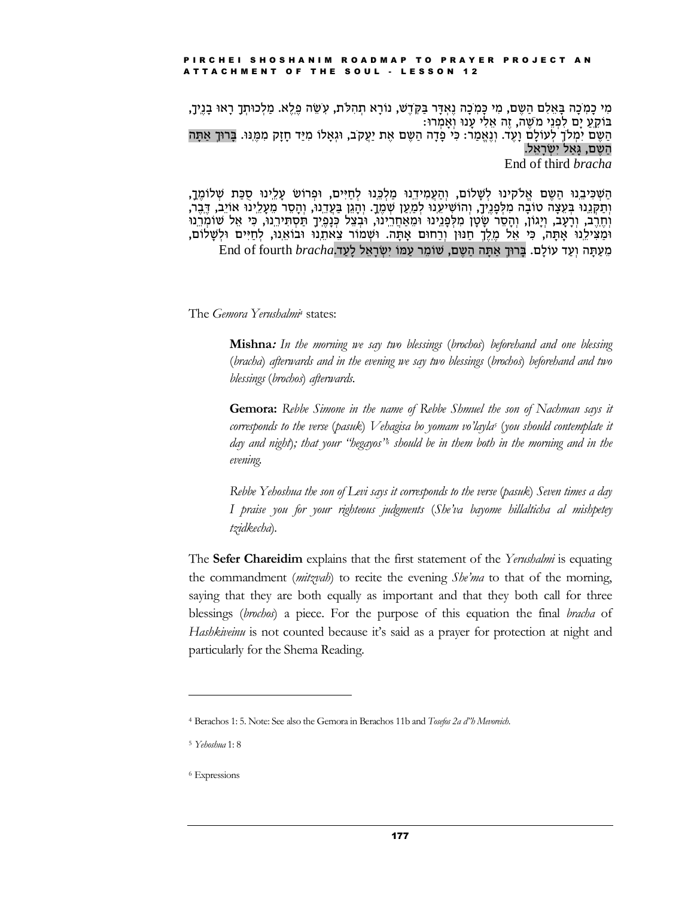מִי כָמֹכָה בָּאֵלִם הַשֵּׁם, מִי כָּמֹכָה נֶאְדָּר בַּקֹּדֶשׁ, נוֹרָא תְהִלֹּת, עֹשֵׂה פֶלֶא. מַלְכוּתְךָ רָאוּ בָנֶיךָ, בּוֹקֵעַ יָם לִפְנֵי מֹשֶׁה, זֶה אֵלִי עָנוּ וְאָמְרוּ:
הַשֵּׁם יִמְלֹךְ לְעוֹלָם וָעֶד. וְנֶאֱמַר: כִּי פָדָה הַשֵּׁם אֶת יַעֲקֹב, וּגְאָלוֹ מִיַּד חָזָק מִמֶּנּוּ. בָּרוּךְ אַתָּה הַשֵּׁם, גָּאַל יִשְׂרָאֵל.

End of third *bracha*

הַשְׁכִּיבֵנוּ הַשֵּׁם אֱלֹקֵינוּ לְשָׁלוֹם, וְהַעֲמִידֵנוּ מַלְכֵּנוּ לְחַיִּים, וּפְרוֹשׂ עָלֵינוּ סֻכַּת שְׁלוֹמֶךָ, וְתַקְּנֵנוּ בְּעֵצָה טוֹבָה מִלְּפָנֶיךָ, וְהוֹשִׁיעֵנוּ לְמַעַן שְׁמֶךָ. וְהָגֵן בַּעֲדֵנוּ, וְהָסֵר מֵעָלֵינוּ אוֹיֵב, דֶּבֶר, וְחֶרֶב, וְרָעָב, וְיָגוֹן, וְהָסֵר שָׂטָן מִלְּפָנֵינוּ וּמֵאַחֲרֵינוּ, וּבְצֵל כְּנָפֶיךָ תַּסְתִּירֵנוּ, כִּי אֵל שׁוֹמְרֵנוּ וּמַצִּילֵנוּ אָתָּה, כִּי אֵל מֶלֶךְ חַנּוּן וְרַחוּם אָתָּה. וּשְׁמוֹר צֵאתֵנוּ וּבוֹאֵנוּ, לְחַיִּים וּלְשָׁלוֹם, מֵעַתָּה וְעַד עוֹלָם. בָּרוּךְ אַתָּה הַשֵּׁם, שׁוֹמֵר עַמּוֹ יִשְׂרָאֵל לָעַד.End of fourth *bracha*

The *Gemora Yerushalmi*[4] states:

> **Mishna***: In the morning we say two blessings* (*brochos*) *beforehand and one blessing* (*bracha*) *afterwards and in the evening we say two blessings* (*brochos*) *beforehand and two blessings* (*brochos*) *afterwards.*
>
> **Gemora:** *Rebbe Simone in the name of Rebbe Shmuel the son of Nachman says it corresponds to the verse* (*pasuk*) *Vehagisa bo yomam vo'layla*[5] (*you should contemplate it day and night*)*; that your "hegayos"*[6] *should be in them both in the morning and in the evening.*
>
> *Rebbe Yehoshua the son of Levi says it corresponds to the verse* (*pasuk*) *Seven times a day I praise you for your righteous judgments* (*She'va bayome hillalticha al mishpetey tzidkecha*).

The **Sefer Chareidim** explains that the first statement of the *Yerushalmi* is equating the commandment (*mitzvah*) to recite the evening *She'ma* to that of the morning, saying that they are both equally as important and that they both call for three blessings (*brochos*) a piece. For the purpose of this equation the final *bracha* of *Hashkiveinu* is not counted because it's said as a prayer for protection at night and particularly for the Shema Reading.

---

[4] Berachos 1: 5. Note: See also the Gemora in Berachos 11b and *Tosefos 2a d"h Mevoreich*.

[5] *Yehoshua* 1: 8

[6] Expressions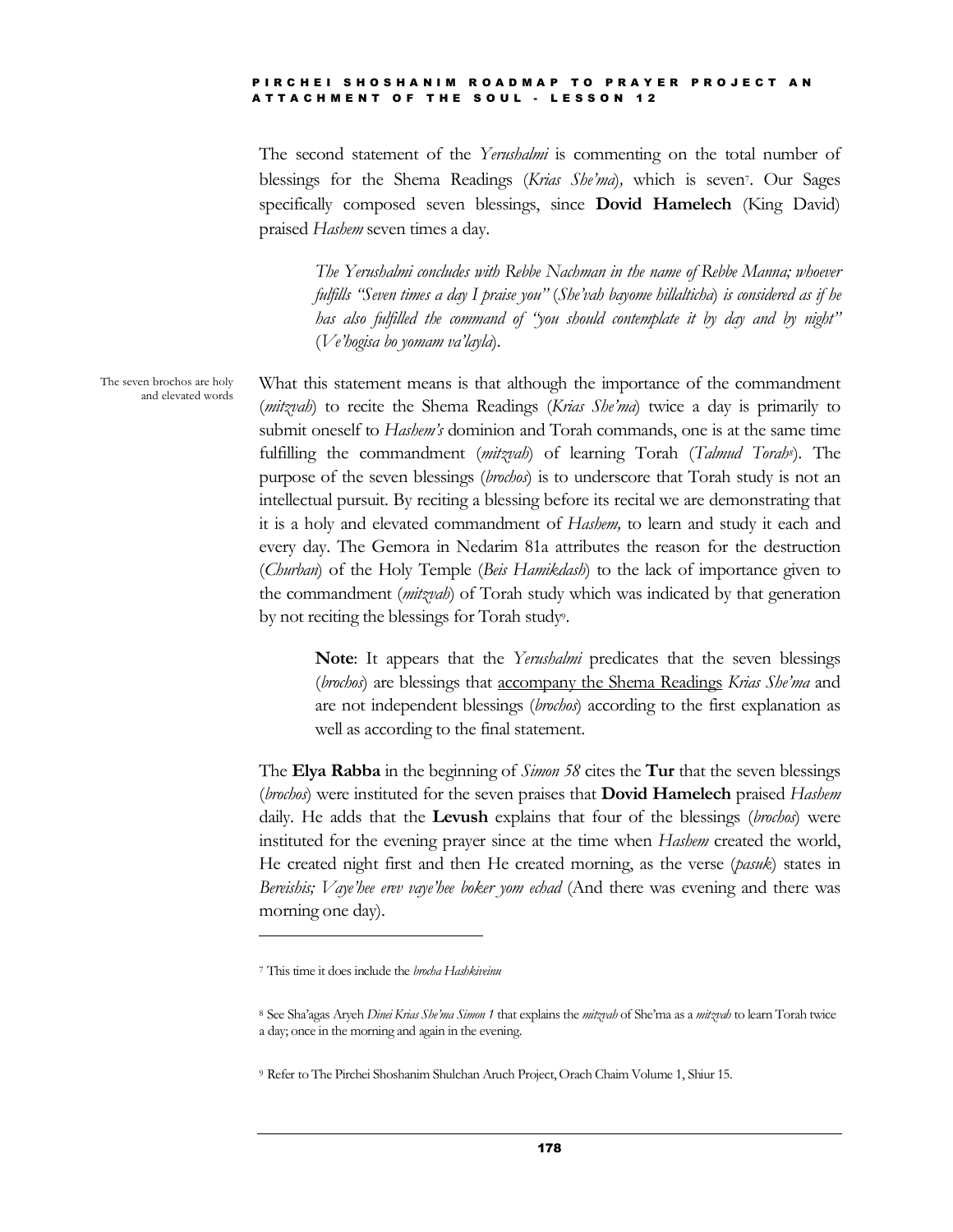The second statement of the *Yerushalmi* is commenting on the total number of blessings for the Shema Readings (*Krias She'ma*), which is seven[7]. Our Sages specifically composed seven blessings, since **Dovid Hamelech** (King David) praised *Hashem* seven times a day.

> *The Yerushalmi concludes with Rebbe Nachman in the name of Rebbe Manna; whoever fulfills "Seven times a day I praise you" (She'vah bayome hillalticha) is considered as if he has also fulfilled the command of "you should contemplate it by day and by night" (Ve'hogisa bo yomam va'layla).*

The seven brochos are holy and elevated words

What this statement means is that although the importance of the commandment (*mitzvah*) to recite the Shema Readings (*Krias She'ma*) twice a day is primarily to submit oneself to *Hashem's* dominion and Torah commands, one is at the same time fulfilling the commandment (*mitzvah*) of learning Torah (*Talmud Torah*[8]). The purpose of the seven blessings (*brochos*) is to underscore that Torah study is not an intellectual pursuit. By reciting a blessing before its recital we are demonstrating that it is a holy and elevated commandment of *Hashem,* to learn and study it each and every day. The Gemora in Nedarim 81a attributes the reason for the destruction (*Churban*) of the Holy Temple (*Beis Hamikdash*) to the lack of importance given to the commandment (*mitzvah*) of Torah study which was indicated by that generation by not reciting the blessings for Torah study[9].

> **Note**: It appears that the *Yerushalmi* predicates that the seven blessings (*brochos*) are blessings that <u>accompany the Shema Readings</u> *Krias She'ma* and are not independent blessings (*brochos*) according to the first explanation as well as according to the final statement.

The **Elya Rabba** in the beginning of *Simon 58* cites the **Tur** that the seven blessings (*brochos*) were instituted for the seven praises that **Dovid Hamelech** praised *Hashem* daily. He adds that the **Levush** explains that four of the blessings (*brochos*) were instituted for the evening prayer since at the time when *Hashem* created the world, He created night first and then He created morning, as the verse (*pasuk*) states in *Bereishis; Vaye'hee erev vaye'hee boker yom echad* (And there was evening and there was morning one day).

---

[7] This time it does include the *brocha Hashkiveinu*

[8] See Sha'agas Aryeh *Dinei Krias She'ma Simon 1* that explains the *mitzvah* of She'ma as a *mitzvah* to learn Torah twice a day; once in the morning and again in the evening.

[9] Refer to The Pirchei Shoshanim Shulchan Aruch Project, Orach Chaim Volume 1, Shiur 15.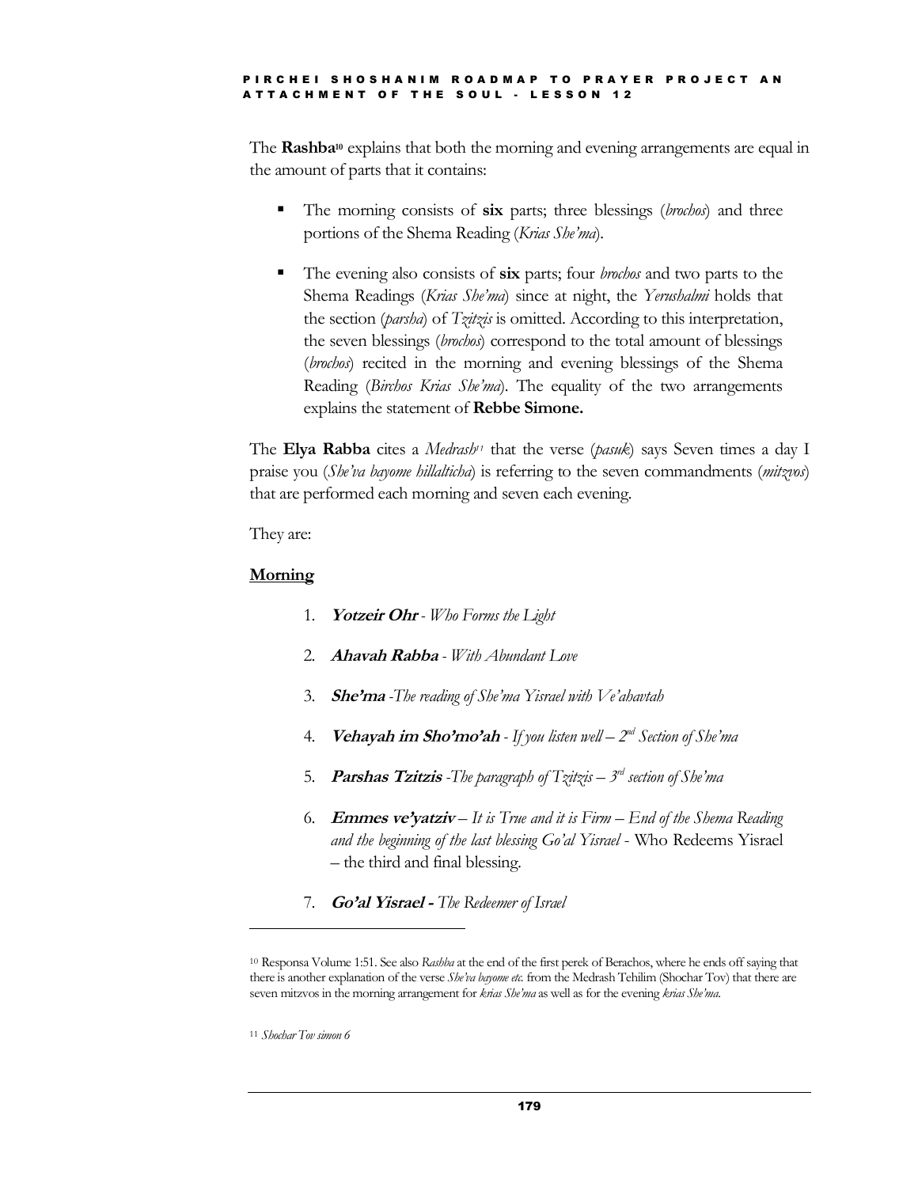The **Rashba**[10] explains that both the morning and evening arrangements are equal in the amount of parts that it contains:

- The morning consists of **six** parts; three blessings (*brochos*) and three portions of the Shema Reading (*Krias She'ma*).
- The evening also consists of **six** parts; four *brochos* and two parts to the Shema Readings (*Krias She'ma*) since at night, the *Yerushalmi* holds that the section (*parsha*) of *Tzitzis* is omitted. According to this interpretation, the seven blessings (*brochos*) correspond to the total amount of blessings (*brochos*) recited in the morning and evening blessings of the Shema Reading (*Birchos Krias She'ma*). The equality of the two arrangements explains the statement of **Rebbe Simone.**

The **Elya Rabba** cites a *Medrash*[11] that the verse (*pasuk*) says Seven times a day I praise you (*She'va bayome hillalticha*) is referring to the seven commandments (*mitzvos*) that are performed each morning and seven each evening.

They are:

**Morning**

1. ***Yotzeir Ohr*** - *Who Forms the Light*
2. ***Ahavah Rabba*** - *With Abundant Love*
3. ***She'ma*** -*The reading of She'ma Yisrael with Ve'ahavtah*
4. ***Vehayah im Sho'mo'ah*** - *If you listen well – 2nd Section of She'ma*
5. ***Parshas Tzitzis*** -*The paragraph of Tzitzis – 3rd section of She'ma*
6. ***Emmes ve'yatziv*** – *It is True and it is Firm – End of the Shema Reading and the beginning of the last blessing Go'al Yisrael* - Who Redeems Yisrael – the third and final blessing.
7. ***Go'al Yisrael -*** *The Redeemer of Israel*

---

[10] Responsa Volume 1:51. See also *Rashba* at the end of the first perek of Berachos, where he ends off saying that there is another explanation of the verse *She'va bayome etc.* from the Medrash Tehilim (Shochar Tov) that there are seven mitzvos in the morning arrangement for *krias She'ma* as well as for the evening *krias She'ma*.

[11] *Shochar Tov simon 6*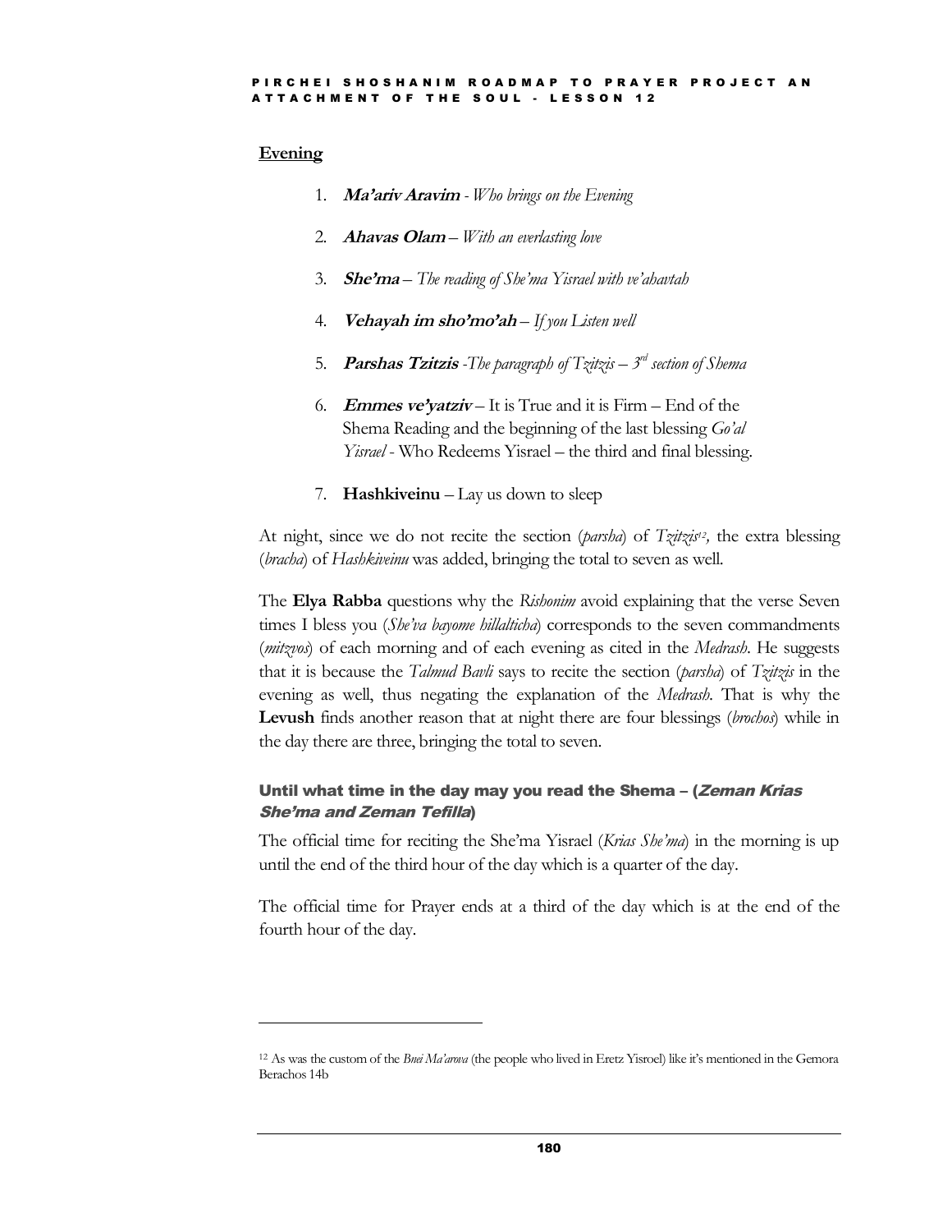**Evening**

1. ***Ma'ariv Aravim*** *- Who brings on the Evening*
2. ***Ahavas Olam*** *– With an everlasting love*
3. ***She'ma*** *– The reading of She'ma Yisrael with ve'ahavtah*
4. ***Vehayah im sho'mo'ah*** *– If you Listen well*
5. ***Parshas Tzitzis*** *-The paragraph of Tzitzis – 3rd section of Shema*
6. ***Emmes ve'yatziv*** – It is True and it is Firm – End of the Shema Reading and the beginning of the last blessing *Go'al Yisrael* - Who Redeems Yisrael – the third and final blessing.
7. **Hashkiveinu** – Lay us down to sleep

At night, since we do not recite the section (*parsha*) of *Tzitzis*[12], the extra blessing (*bracha*) of *Hashkiveinu* was added, bringing the total to seven as well.

The **Elya Rabba** questions why the *Rishonim* avoid explaining that the verse Seven times I bless you (*She'va bayome hillalticha*) corresponds to the seven commandments (*mitzvos*) of each morning and of each evening as cited in the *Medrash*. He suggests that it is because the *Talmud Bavli* says to recite the section (*parsha*) of *Tzitzis* in the evening as well, thus negating the explanation of the *Medrash*. That is why the **Levush** finds another reason that at night there are four blessings (*brochos*) while in the day there are three, bringing the total to seven.

### Until what time in the day may you read the Shema – (*Zeman Krias She'ma and Zeman Tefilla*)

The official time for reciting the She'ma Yisrael (*Krias She'ma*) in the morning is up until the end of the third hour of the day which is a quarter of the day.

The official time for Prayer ends at a third of the day which is at the end of the fourth hour of the day.

---

[12] As was the custom of the *Bnei Ma'arova* (the people who lived in Eretz Yisroel) like it's mentioned in the Gemora Berachos 14b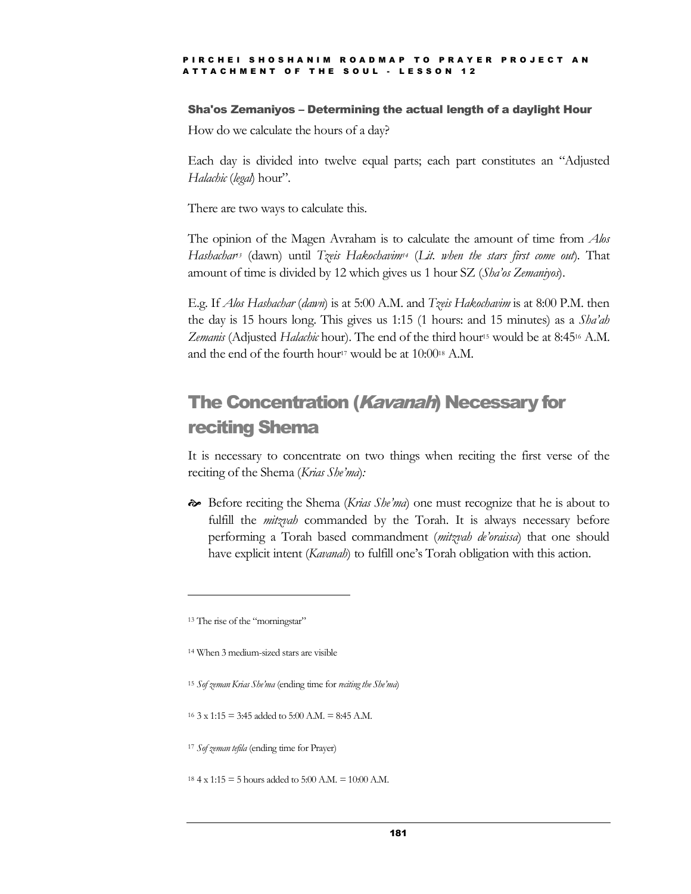### Sha'os Zemaniyos – Determining the actual length of a daylight Hour

How do we calculate the hours of a day?

Each day is divided into twelve equal parts; each part constitutes an "Adjusted *Halachic* (*legal*) hour".

There are two ways to calculate this.

The opinion of the Magen Avraham is to calculate the amount of time from *Alos Hashachar*[13] (dawn) until *Tzeis Hakochavim*[14] (*Lit. when the stars first come out*). That amount of time is divided by 12 which gives us 1 hour SZ (*Sha'os Zemaniyos*).

E.g. If *Alos Hashachar* (*dawn*) is at 5:00 A.M. and *Tzeis Hakochavim* is at 8:00 P.M. then the day is 15 hours long. This gives us 1:15 (1 hours: and 15 minutes) as a *Sha'ah Zemanis* (Adjusted *Halachic* hour). The end of the third hour[15] would be at 8:45[16] A.M. and the end of the fourth hour[17] would be at 10:00[18] A.M.

## The Concentration (*Kavanah*) Necessary for reciting Shema

It is necessary to concentrate on two things when reciting the first verse of the reciting of the Shema (*Krias She'ma*):

- Before reciting the Shema (*Krias She'ma*) one must recognize that he is about to fulfill the *mitzvah* commanded by the Torah. It is always necessary before performing a Torah based commandment (*mitzvah de'oraissa*) that one should have explicit intent (*Kavanah*) to fulfill one's Torah obligation with this action.

---

[13] The rise of the "morningstar"

[14] When 3 medium-sized stars are visible

[15] *Sof zeman Krias She'ma* (ending time for *reciting the She'ma*)

[16] 3 x 1:15 = 3:45 added to 5:00 A.M. = 8:45 A.M.

[17] *Sof zeman tefila* (ending time for Prayer)

[18] 4 x 1:15 = 5 hours added to 5:00 A.M. = 10:00 A.M.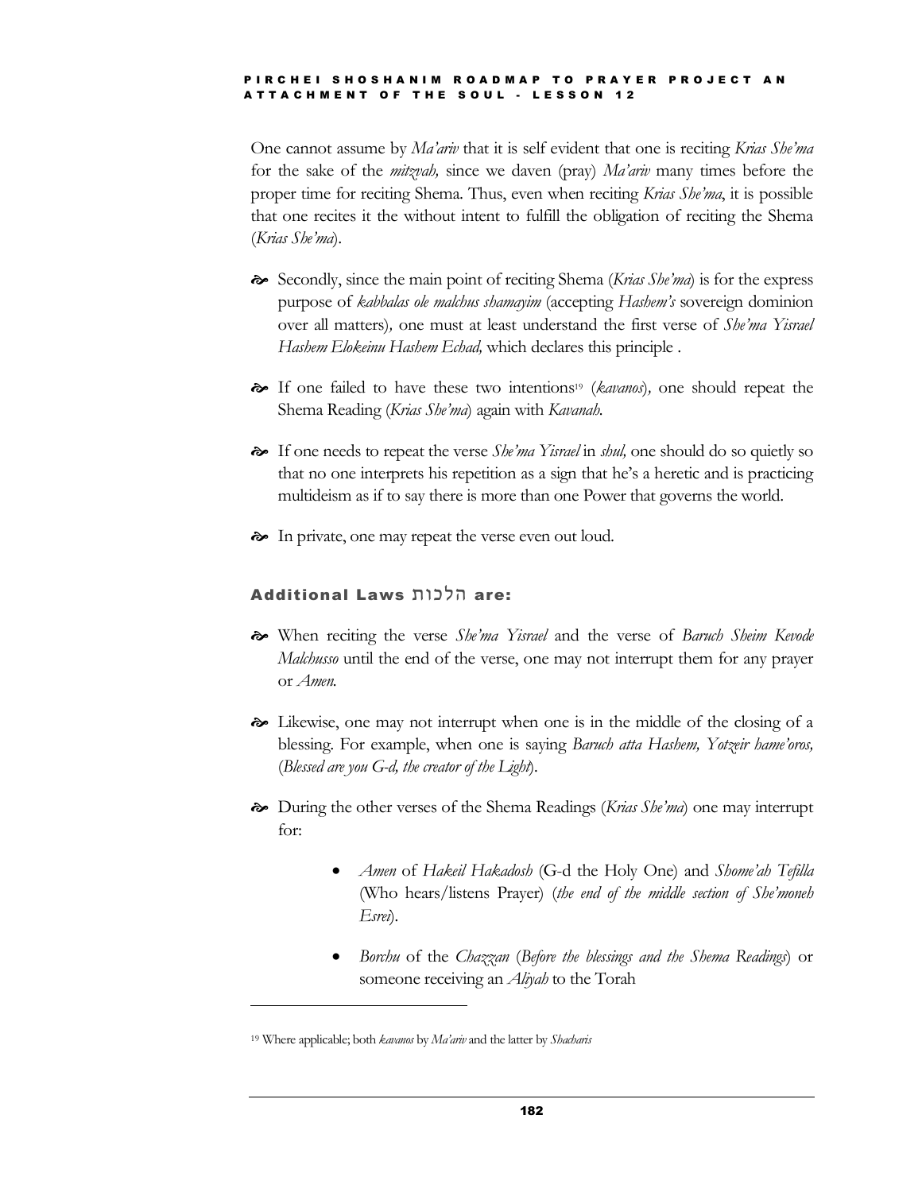One cannot assume by *Ma'ariv* that it is self evident that one is reciting *Krias She'ma* for the sake of the *mitzvah,* since we daven (pray) *Ma'ariv* many times before the proper time for reciting Shema. Thus, even when reciting *Krias She'ma*, it is possible that one recites it the without intent to fulfill the obligation of reciting the Shema (*Krias She'ma*).

- Secondly, since the main point of reciting Shema (*Krias She'ma*) is for the express purpose of *kabbalas ole malchus shamayim* (accepting *Hashem's* sovereign dominion over all matters)*,* one must at least understand the first verse of *She'ma Yisrael Hashem Elokeinu Hashem Echad,* which declares this principle .

- If one failed to have these two intentions[19] (*kavanos*)*,* one should repeat the Shema Reading (*Krias She'ma*) again with *Kavanah.*

- If one needs to repeat the verse *She'ma Yisrael* in *shul,* one should do so quietly so that no one interprets his repetition as a sign that he's a heretic and is practicing multideism as if to say there is more than one Power that governs the world.

- In private, one may repeat the verse even out loud.

### Additional Laws הלכות are:

- When reciting the verse *She'ma Yisrael* and the verse of *Baruch Sheim Kevode Malchusso* until the end of the verse, one may not interrupt them for any prayer or *Amen.*

- Likewise, one may not interrupt when one is in the middle of the closing of a blessing. For example, when one is saying *Baruch atta Hashem, Yotzeir hame'oros,* (*Blessed are you G-d, the creator of the Light*).

- During the other verses of the Shema Readings (*Krias She'ma*) one may interrupt for:

    - *Amen* of *Hakeil Hakadosh* (G-d the Holy One) and *Shome'ah Tefilla* (Who hears/listens Prayer) (*the end of the middle section of She'moneh Esrei*).

    - *Borchu* of the *Chazzan* (*Before the blessings and the Shema Readings*) or someone receiving an *Aliyah* to the Torah

---

[19] Where applicable; both *kavanos* by *Ma'ariv* and the latter by *Shacharis*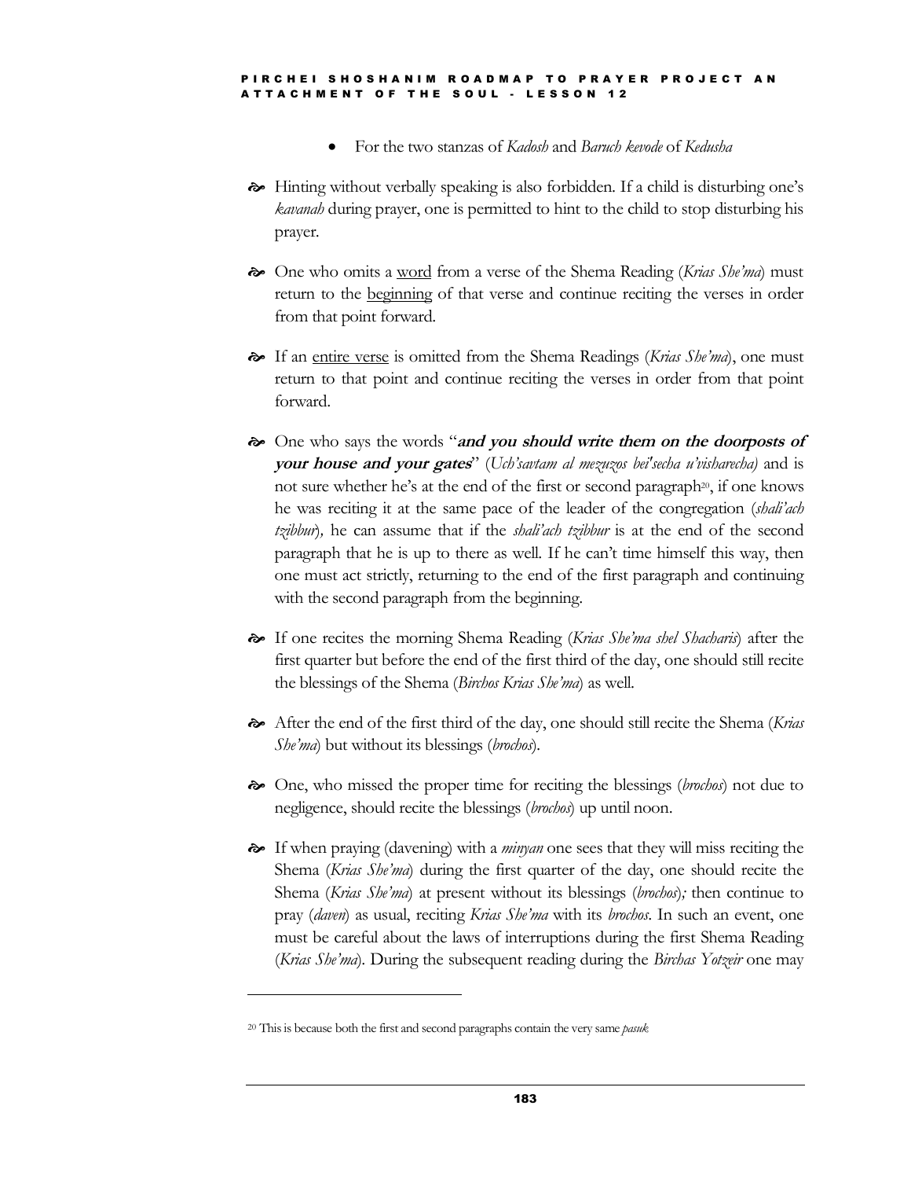- For the two stanzas of *Kadosh* and *Baruch kevode* of *Kedusha*

- Hinting without verbally speaking is also forbidden. If a child is disturbing one's *kavanah* during prayer, one is permitted to hint to the child to stop disturbing his prayer.

- One who omits a <u>word</u> from a verse of the Shema Reading (*Krias She'ma*) must return to the <u>beginning</u> of that verse and continue reciting the verses in order from that point forward.

- If an <u>entire verse</u> is omitted from the Shema Readings (*Krias She'ma*), one must return to that point and continue reciting the verses in order from that point forward.

- One who says the words "***and you should write them on the doorposts of your house and your gates***" (*Uch'savtam al mezuzos bei'secha u'visharecha)* and is not sure whether he's at the end of the first or second paragraph[20], if one knows he was reciting it at the same pace of the leader of the congregation (*shali'ach tzibbur*)*,* he can assume that if the *shali'ach tzibbur* is at the end of the second paragraph that he is up to there as well. If he can't time himself this way, then one must act strictly, returning to the end of the first paragraph and continuing with the second paragraph from the beginning.

- If one recites the morning Shema Reading (*Krias She'ma shel Shacharis*) after the first quarter but before the end of the first third of the day, one should still recite the blessings of the Shema (*Birchos Krias She'ma*) as well.

- After the end of the first third of the day, one should still recite the Shema (*Krias She'ma*) but without its blessings (*brochos*).

- One, who missed the proper time for reciting the blessings (*brochos*) not due to negligence, should recite the blessings (*brochos*) up until noon.

- If when praying (davening) with a *minyan* one sees that they will miss reciting the Shema (*Krias She'ma*) during the first quarter of the day, one should recite the Shema (*Krias She'ma*) at present without its blessings (*brochos*)*;* then continue to pray (*daven*) as usual, reciting *Krias She'ma* with its *brochos*. In such an event, one must be careful about the laws of interruptions during the first Shema Reading (*Krias She'ma*). During the subsequent reading during the *Birchas Yotzeir* one may

---

[20] This is because both the first and second paragraphs contain the very same *pasuk*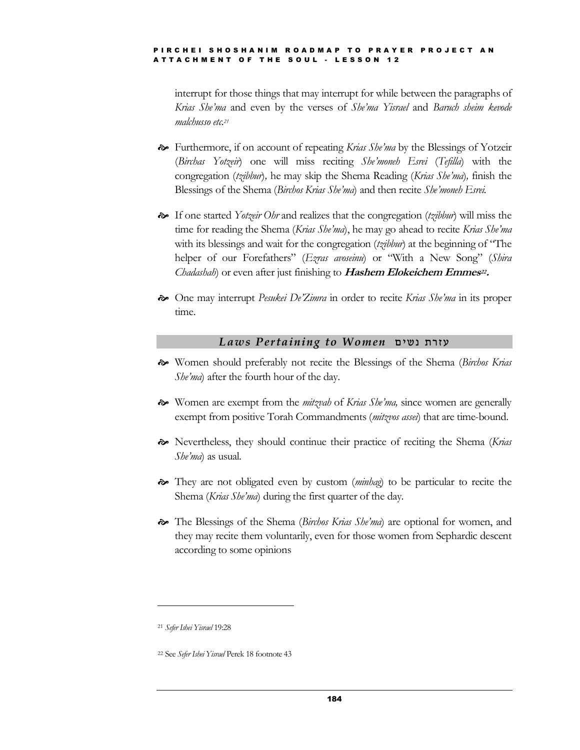interrupt for those things that may interrupt for while between the paragraphs of *Krias She'ma* and even by the verses of *She'ma Yisrael* and *Baruch sheim kevode malchusso etc.*[21]

- Furthermore, if on account of repeating *Krias She'ma* by the Blessings of Yotzeir (*Birchas Yotzeir*) one will miss reciting *She'moneh Esrei* (*Tefilla*) with the congregation (*tzibbur*), he may skip the Shema Reading (*Krias She'ma*), finish the Blessings of the Shema (*Birchos Krias She'ma*) and then recite *She'moneh Esrei.*

- If one started *Yotzeir Ohr* and realizes that the congregation (*tzibbur*) will miss the time for reading the Shema (*Krias She'ma*), he may go ahead to recite *Krias She'ma* with its blessings and wait for the congregation (*tzibbur*) at the beginning of "The helper of our Forefathers" (*Ezras avoseinu*) or "With a New Song" (*Shira Chadashah*) or even after just finishing to ***Hashem Elokeichem Emmes***[22]**.**

- One may interrupt *Pesukei De'Zimra* in order to recite *Krias She'ma* in its proper time.

## *Laws Pertaining to Women* עזרת נשים

- Women should preferably not recite the Blessings of the Shema (*Birchos Krias She'ma*) after the fourth hour of the day.

- Women are exempt from the *mitzvah* of *Krias She'ma,* since women are generally exempt from positive Torah Commandments (*mitzvos assei*) that are time-bound.

- Nevertheless, they should continue their practice of reciting the Shema (*Krias She'ma*) as usual.

- They are not obligated even by custom (*minhag*) to be particular to recite the Shema (*Krias She'ma*) during the first quarter of the day.

- The Blessings of the Shema (*Birchos Krias She'ma*) are optional for women, and they may recite them voluntarily, even for those women from Sephardic descent according to some opinions

---

[21] *Sefer Ishei Yisrael* 19:28

[22] See *Sefer Ishei Yisrael* Perek 18 footnote 43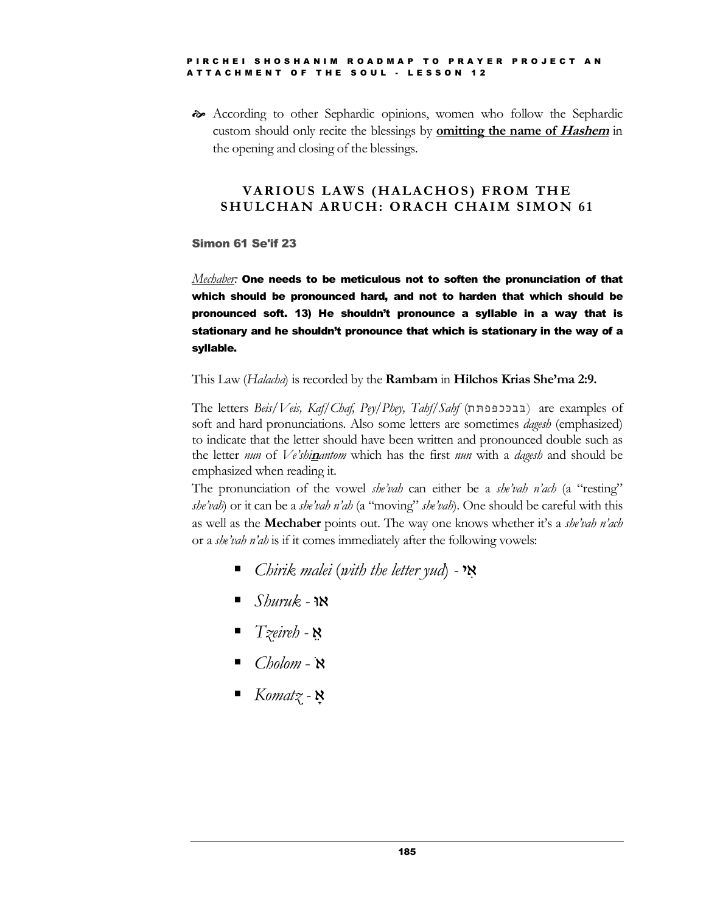- According to other Sephardic opinions, women who follow the Sephardic custom should only recite the blessings by **omitting the name of *Hashem*** in the opening and closing of the blessings.

## VARIOUS LAWS (HALACHOS) FROM THE SHULCHAN ARUCH: ORACH CHAIM SIMON 61

### Simon 61 Se'if 23

*Mechaber:* **One needs to be meticulous not to soften the pronunciation of that which should be pronounced hard, and not to harden that which should be pronounced soft. 13) He shouldn't pronounce a syllable in a way that is stationary and he shouldn't pronounce that which is stationary in the way of a syllable.**

This Law (*Halacha*) is recorded by the **Rambam** in **Hilchos Krias She'ma 2:9.**

The letters *Beis/Veis, Kaf/Chaf, Pey/Phey, Tahf/Sahf* (בבככפפתת) are examples of soft and hard pronunciations. Also some letters are sometimes *dagesh* (emphasized) to indicate that the letter should have been written and pronounced double such as the letter *nun* of *Ve'shi**n**antom* which has the first *nun* with a *dagesh* and should be emphasized when reading it.

The pronunciation of the vowel *she'vah* can either be a *she'vah n'ach* (a "resting" *she'vah*) or it can be a *she'vah n'ah* (a "moving" *she'vah*). One should be careful with this as well as the **Mechaber** points out. The way one knows whether it's a *she'vah n'ach* or a *she'vah n'ah* is if it comes immediately after the following vowels:

- *Chirik malei* (*with the letter yud*) - אִי
- *Shuruk* - אוּ
- *Tzeireh* - אֵ
- *Cholom* - אֹ
- *Komatz* - אָ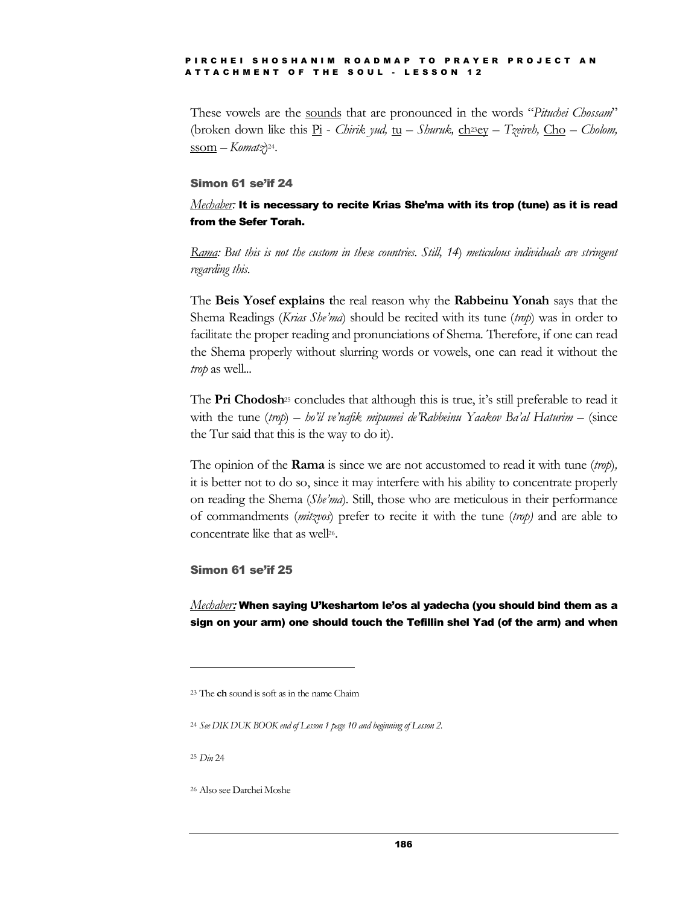These vowels are the sounds that are pronounced in the words "*Pituchei Chossam*" (broken down like this Pi - *Chirik yud,* tu – *Shuruk,* ch[23]ey – *Tzeireh,* Cho – *Cholom,* ssom – *Komatz*)[24].

### Simon 61 se'if 24

*Mechaber:* **It is necessary to recite Krias She'ma with its trop (tune) as it is read from the Sefer Torah.**

*Rama: But this is not the custom in these countries. Still, 14) meticulous individuals are stringent regarding this.*

The **Beis Yosef explains t**he real reason why the **Rabbeinu Yonah** says that the Shema Readings (*Krias She'ma*) should be recited with its tune (*trop*) was in order to facilitate the proper reading and pronunciations of Shema. Therefore, if one can read the Shema properly without slurring words or vowels, one can read it without the *trop* as well...

The **Pri Chodosh**[25] concludes that although this is true, it's still preferable to read it with the tune (*trop*) – *ho'il ve'nafik mipumei de'Rabbeinu Yaakov Ba'al Haturim* – (since the Tur said that this is the way to do it).

The opinion of the **Rama** is since we are not accustomed to read it with tune (*trop*), it is better not to do so, since it may interfere with his ability to concentrate properly on reading the Shema (*She'ma*). Still, those who are meticulous in their performance of commandments (*mitzvos*) prefer to recite it with the tune (*trop)* and are able to concentrate like that as well[26].

### Simon 61 se'if 25

*Mechaber:* **When saying U'keshartom le'os al yadecha (you should bind them as a sign on your arm) one should touch the Tefillin shel Yad (of the arm) and when**

---

[23] The **ch** sound is soft as in the name Chaim

[24] *See DIK DUK BOOK end of Lesson 1 page 10 and beginning of Lesson 2.*

[25] *Din* 24

[26] Also see Darchei Moshe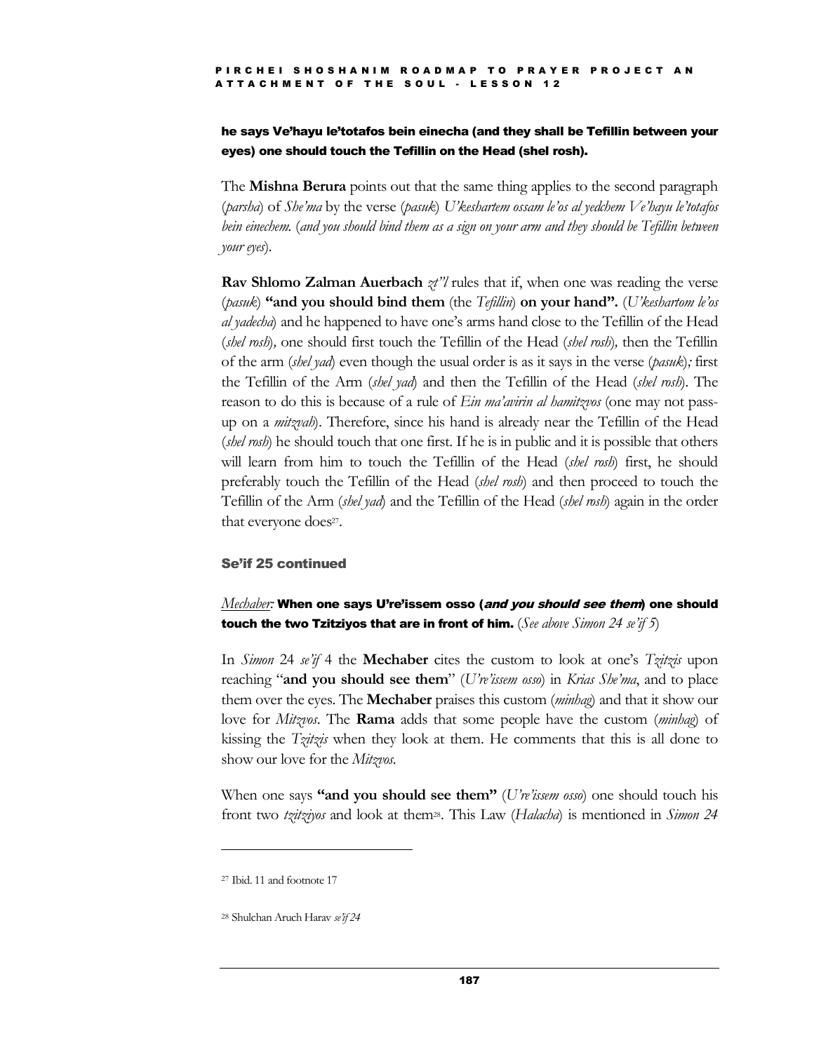**he says Ve'hayu le'totafos bein einecha (and they shall be Tefillin between your eyes) one should touch the Tefillin on the Head (shel rosh).**

The **Mishna Berura** points out that the same thing applies to the second paragraph (*parsha*) of *She'ma* by the verse (*pasuk*) *U'keshartem ossam le'os al yedchem Ve'hayu le'totafos bein einechem.* (*and you should bind them as a sign on your arm and they should be Tefillin between your eyes*).

**Rav Shlomo Zalman Auerbach** *zt"l* rules that if, when one was reading the verse (*pasuk*) **"and you should bind them** (the *Tefillin*) **on your hand".** (*U'keshartom le'os al yadecha*) and he happened to have one's arms hand close to the Tefillin of the Head (*shel rosh*), one should first touch the Tefillin of the Head (*shel rosh*), then the Tefillin of the arm (*shel yad*) even though the usual order is as it says in the verse (*pasuk*); first the Tefillin of the Arm (*shel yad*) and then the Tefillin of the Head (*shel rosh*). The reason to do this is because of a rule of *Ein ma'avirin al hamitzvos* (one may not pass-up on a *mitzvah*). Therefore, since his hand is already near the Tefillin of the Head (*shel rosh*) he should touch that one first. If he is in public and it is possible that others will learn from him to touch the Tefillin of the Head (*shel rosh*) first, he should preferably touch the Tefillin of the Head (*shel rosh*) and then proceed to touch the Tefillin of the Arm (*shel yad*) and the Tefillin of the Head (*shel rosh*) again in the order that everyone does[27].

### Se'if 25 continued

*Mechaber:* **When one says U're'issem osso (*and you should see them*) one should touch the two Tzitziyos that are in front of him.** (*See above Simon 24 se'if 5*)

In *Simon* 24 *se'if* 4 the **Mechaber** cites the custom to look at one's *Tzitzis* upon reaching "**and you should see them**" (*U're'issem osso*) in *Krias She'ma*, and to place them over the eyes. The **Mechaber** praises this custom (*minhag*) and that it show our love for *Mitzvos*. The **Rama** adds that some people have the custom (*minhag*) of kissing the *Tzitzis* when they look at them. He comments that this is all done to show our love for the *Mitzvos*.

When one says **"and you should see them"** (*U're'issem osso*) one should touch his front two *tzitziyos* and look at them[28]. This Law (*Halacha*) is mentioned in *Simon 24*

---

[27] Ibid. 11 and footnote 17

[28] Shulchan Aruch Harav *se'if 24*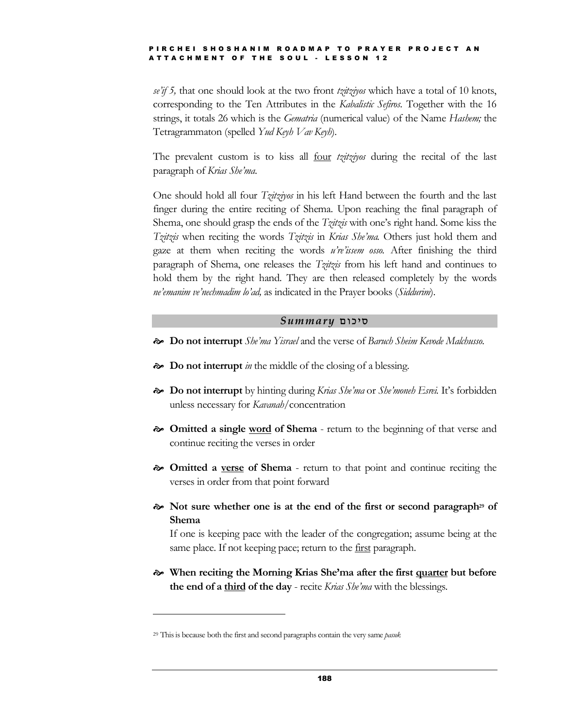*se'if 5,* that one should look at the two front *tzitziyos* which have a total of 10 knots, corresponding to the Ten Attributes in the *Kabalistic Sefiros*. Together with the 16 strings, it totals 26 which is the *Gematria* (numerical value) of the Name *Hashem;* the Tetragrammaton (spelled *Yud Keyh Vav Keyh*).

The prevalent custom is to kiss all <u>four</u> *tzitziyos* during the recital of the last paragraph of *Krias She'ma*.

One should hold all four *Tzitziyos* in his left Hand between the fourth and the last finger during the entire reciting of Shema. Upon reaching the final paragraph of Shema, one should grasp the ends of the *Tzitzis* with one's right hand. Some kiss the *Tzitzis* when reciting the words *Tzitzis* in *Krias She'ma.* Others just hold them and gaze at them when reciting the words *u're'issem osso.* After finishing the third paragraph of Shema, one releases the *Tzitzis* from his left hand and continues to hold them by the right hand. They are then released completely by the words *ne'emanim ve'nechmadim lo'ad,* as indicated in the Prayer books (*Siddurim*).

## *Summary* סיכום

- **Do not interrupt** *She'ma Yisrael* and the verse of *Baruch Sheim Kevode Malchusso.*
- **Do not interrupt** *in* the middle of the closing of a blessing.
- **Do not interrupt** by hinting during *Krias She'ma* or *She'moneh Esrei.* It's forbidden unless necessary for *Kavanah*/concentration
- **Omitted a single <u>word</u> of Shema** - return to the beginning of that verse and continue reciting the verses in order
- **Omitted a <u>verse</u> of Shema** - return to that point and continue reciting the verses in order from that point forward
- **Not sure whether one is at the end of the first or second paragraph[29] of Shema**
  If one is keeping pace with the leader of the congregation; assume being at the same place. If not keeping pace; return to the <u>first</u> paragraph.
- **When reciting the Morning Krias She'ma after the first <u>quarter</u> but before the end of a <u>third</u> of the day** - recite *Krias She'ma* with the blessings.

---

[29] This is because both the first and second paragraphs contain the very same *pasuk*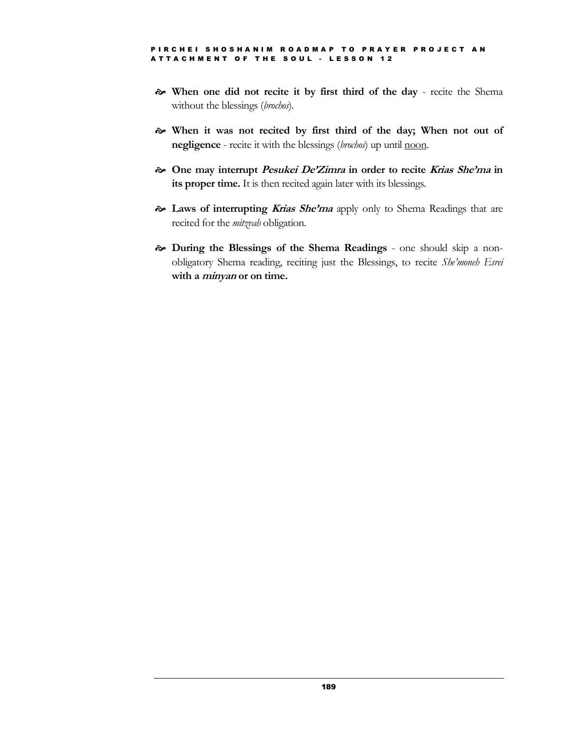- **When one did not recite it by first third of the day** - recite the Shema without the blessings (*brochos*).

- **When it was not recited by first third of the day; When not out of negligence** - recite it with the blessings (*brochos*) up until noon.

- **One may interrupt *Pesukei De'Zimra* in order to recite *Krias She'ma* in its proper time.** It is then recited again later with its blessings.

- **Laws of interrupting *Krias She'ma*** apply only to Shema Readings that are recited for the *mitzvah* obligation.

- **During the Blessings of the Shema Readings** - one should skip a non-obligatory Shema reading, reciting just the Blessings, to recite *She'moneh Esrei* **with a *minyan* or on time.**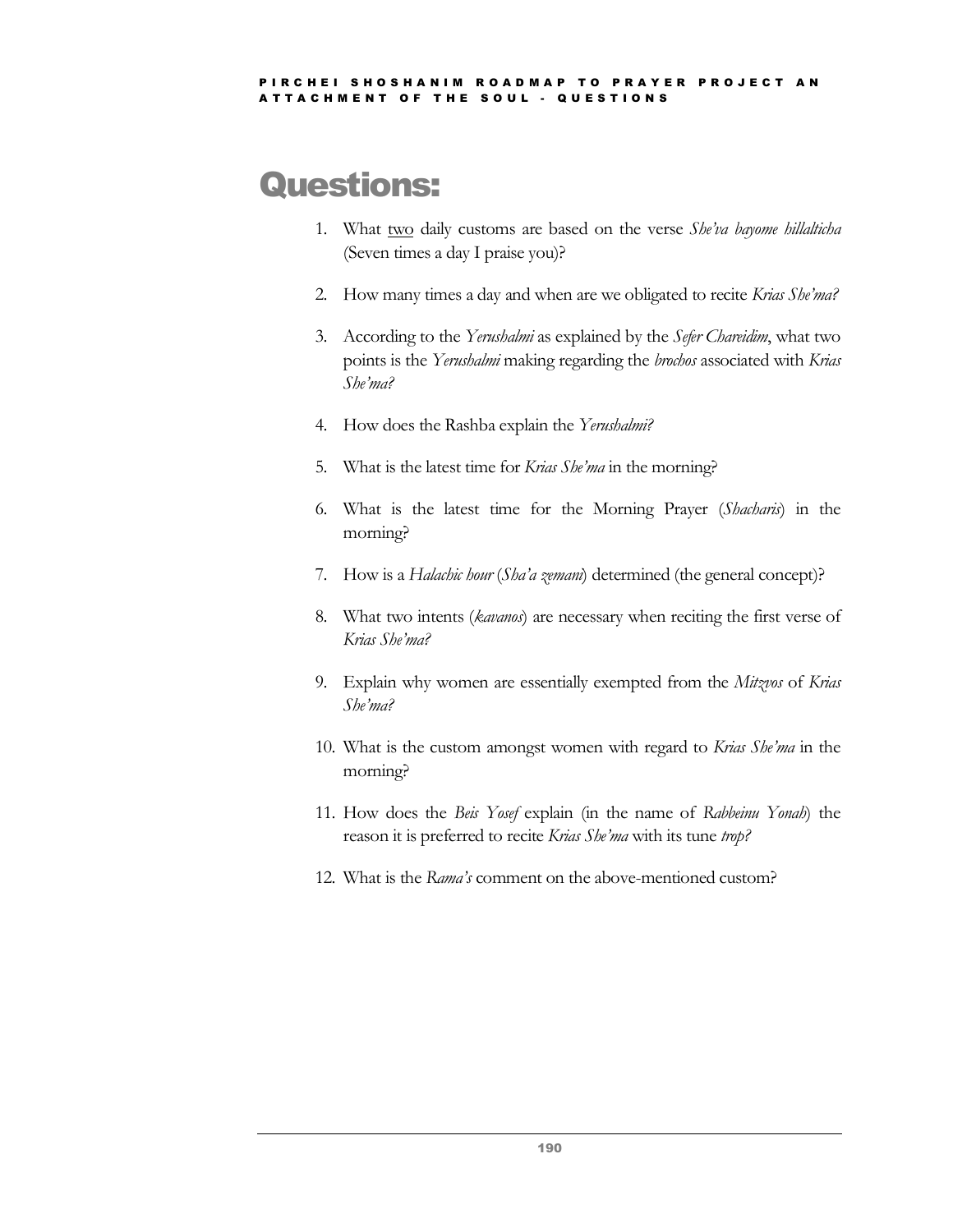# Questions:

1. What <u>two</u> daily customs are based on the verse *She'va bayome hillalticha* (Seven times a day I praise you)?

2. How many times a day and when are we obligated to recite *Krias She'ma?*

3. According to the *Yerushalmi* as explained by the *Sefer Chareidim*, what two points is the *Yerushalmi* making regarding the *brochos* associated with *Krias She'ma?*

4. How does the Rashba explain the *Yerushalmi?*

5. What is the latest time for *Krias She'ma* in the morning?

6. What is the latest time for the Morning Prayer (*Shacharis*) in the morning?

7. How is a *Halachic hour* (*Sha'a zemani*) determined (the general concept)?

8. What two intents (*kavanos*) are necessary when reciting the first verse of *Krias She'ma?*

9. Explain why women are essentially exempted from the *Mitzvos* of *Krias She'ma?*

10. What is the custom amongst women with regard to *Krias She'ma* in the morning?

11. How does the *Beis Yosef* explain (in the name of *Rabbeinu Yonah*) the reason it is preferred to recite *Krias She'ma* with its tune *trop?*

12. What is the *Rama's* comment on the above-mentioned custom?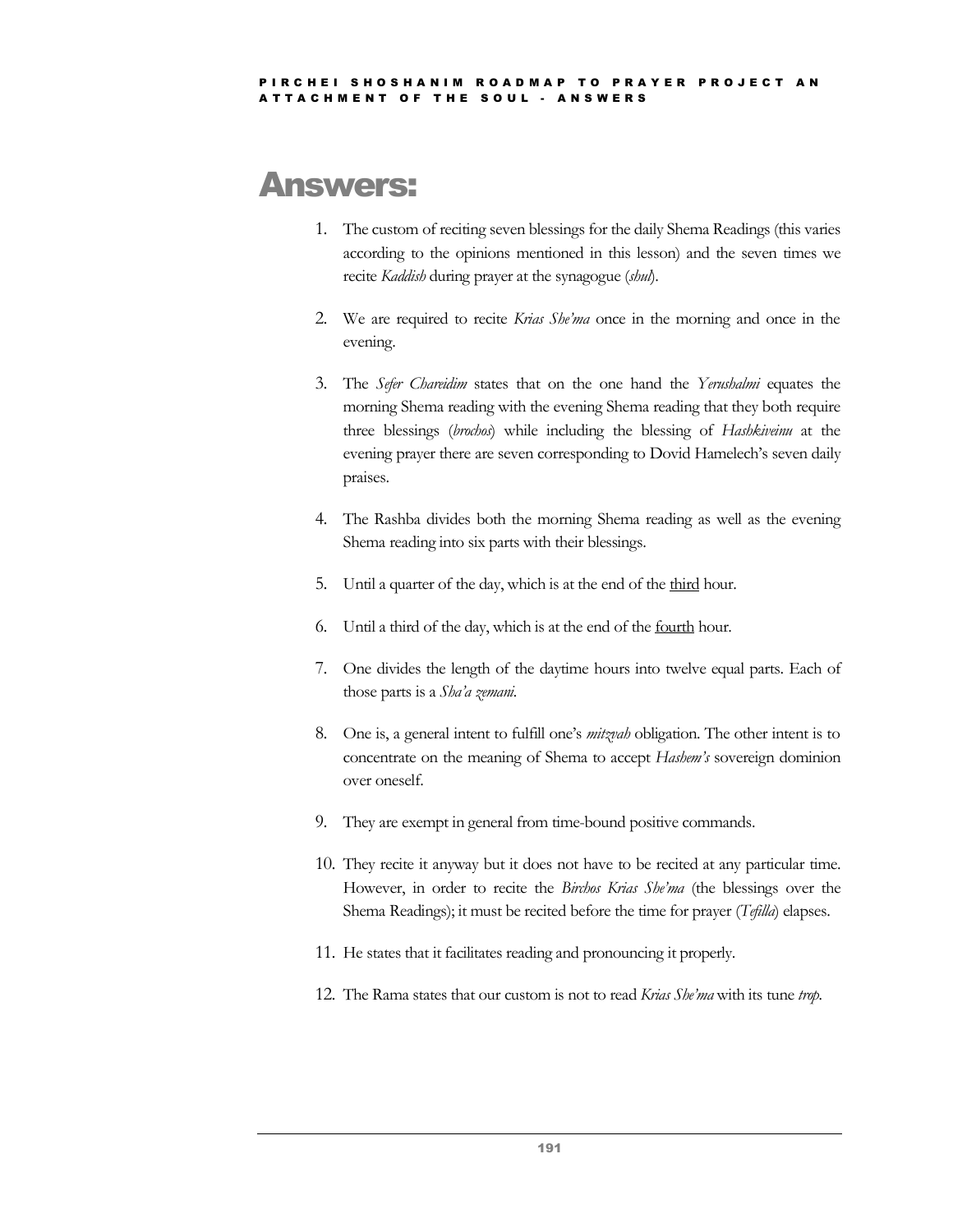# Answers:

1. The custom of reciting seven blessings for the daily Shema Readings (this varies according to the opinions mentioned in this lesson) and the seven times we recite *Kaddish* during prayer at the synagogue (*shul*).

2. We are required to recite *Krias She'ma* once in the morning and once in the evening.

3. The *Sefer Chareidim* states that on the one hand the *Yerushalmi* equates the morning Shema reading with the evening Shema reading that they both require three blessings (*brochos*) while including the blessing of *Hashkiveinu* at the evening prayer there are seven corresponding to Dovid Hamelech's seven daily praises.

4. The Rashba divides both the morning Shema reading as well as the evening Shema reading into six parts with their blessings.

5. Until a quarter of the day, which is at the end of the <u>third</u> hour.

6. Until a third of the day, which is at the end of the <u>fourth</u> hour.

7. One divides the length of the daytime hours into twelve equal parts. Each of those parts is a *Sha'a zemani*.

8. One is, a general intent to fulfill one's *mitzvah* obligation. The other intent is to concentrate on the meaning of Shema to accept *Hashem's* sovereign dominion over oneself.

9. They are exempt in general from time-bound positive commands.

10. They recite it anyway but it does not have to be recited at any particular time. However, in order to recite the *Birchos Krias She'ma* (the blessings over the Shema Readings); it must be recited before the time for prayer (*Tefilla*) elapses.

11. He states that it facilitates reading and pronouncing it properly.

12. The Rama states that our custom is not to read *Krias She'ma* with its tune *trop*.